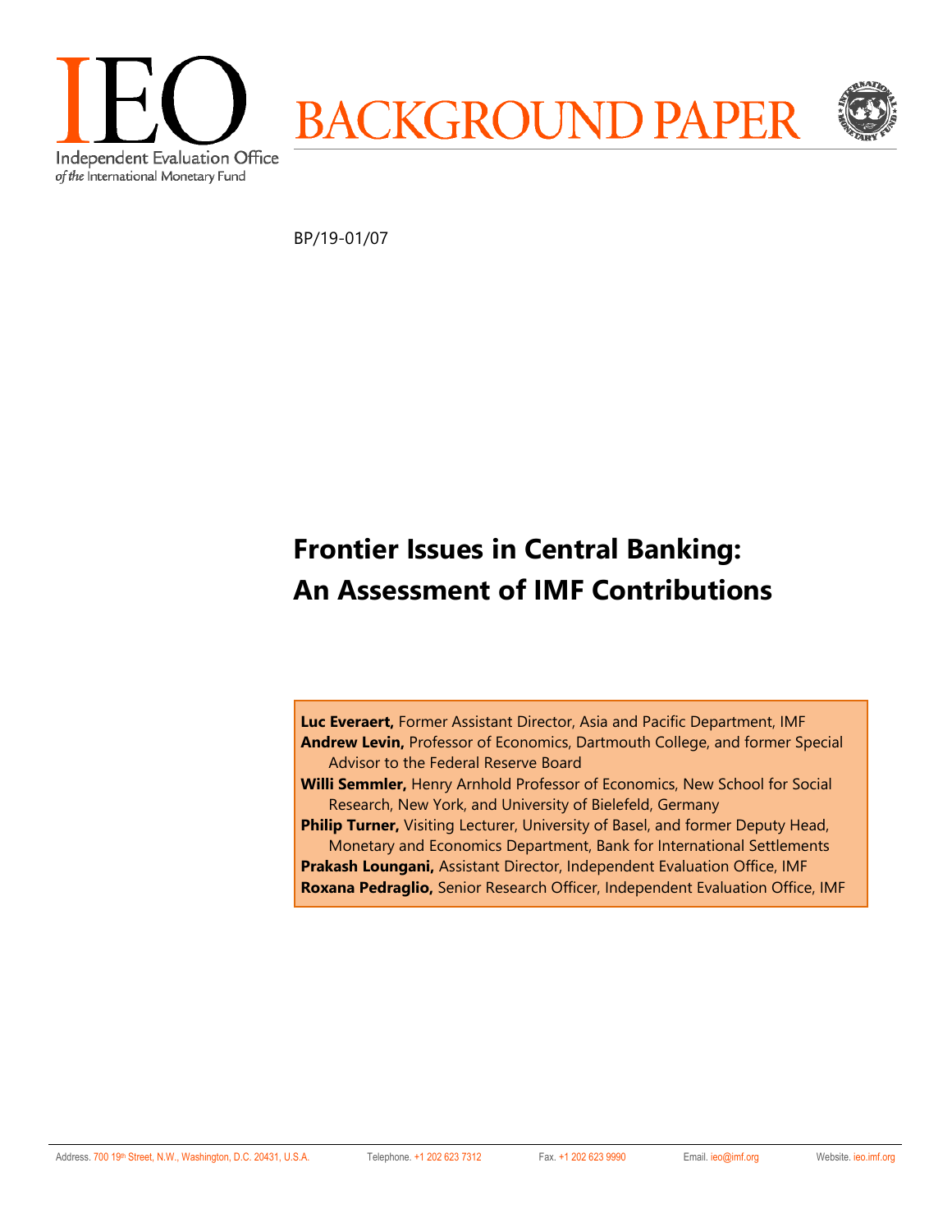IEO

Independent Evaluation Office *of the* International Monetary Fund

BACKGROUND PAPER

BP/19-01/07

# Frontier Issues in Central Banking: An Assessment of IMF Contributions

**Luc Everaert,** Former Assistant Director, Asia and Pacific Department, IMF
**Andrew Levin,** Professor of Economics, Dartmouth College, and former Special Advisor to the Federal Reserve Board
**Willi Semmler,** Henry Arnhold Professor of Economics, New School for Social Research, New York, and University of Bielefeld, Germany
**Philip Turner,** Visiting Lecturer, University of Basel, and former Deputy Head, Monetary and Economics Department, Bank for International Settlements
**Prakash Loungani,** Assistant Director, Independent Evaluation Office, IMF
**Roxana Pedraglio,** Senior Research Officer, Independent Evaluation Office, IMF

Address. 700 19th Street, N.W., Washington, D.C. 20431, U.S.A. Telephone. +1 202 623 7312 Fax. +1 202 623 9990 Email. ieo@imf.org Website. ieo.imf.org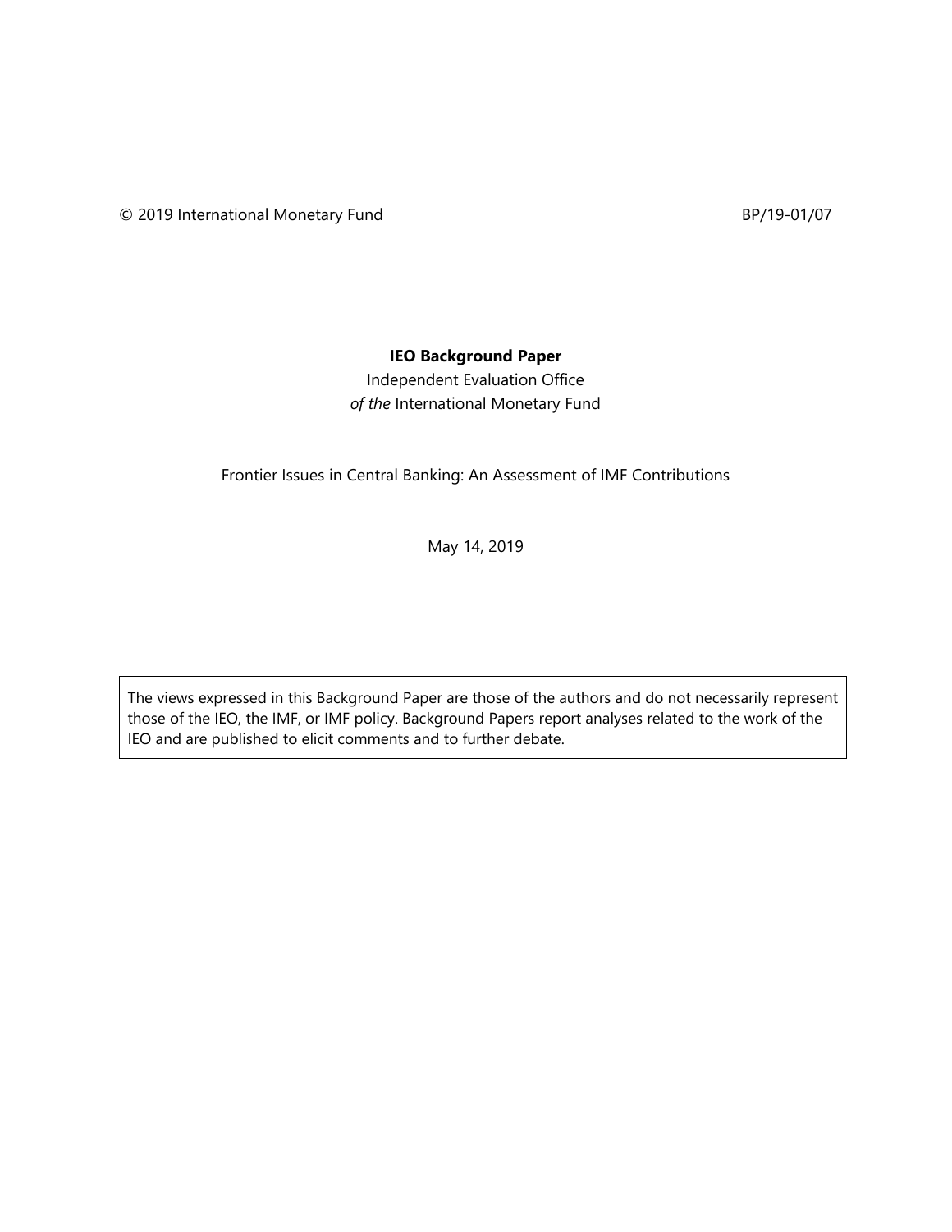© 2019 International Monetary Fund BP/19-01/07

**IEO Background Paper**

Independent Evaluation Office
*of the* International Monetary Fund

Frontier Issues in Central Banking: An Assessment of IMF Contributions

May 14, 2019

> The views expressed in this Background Paper are those of the authors and do not necessarily represent those of the IEO, the IMF, or IMF policy. Background Papers report analyses related to the work of the IEO and are published to elicit comments and to further debate.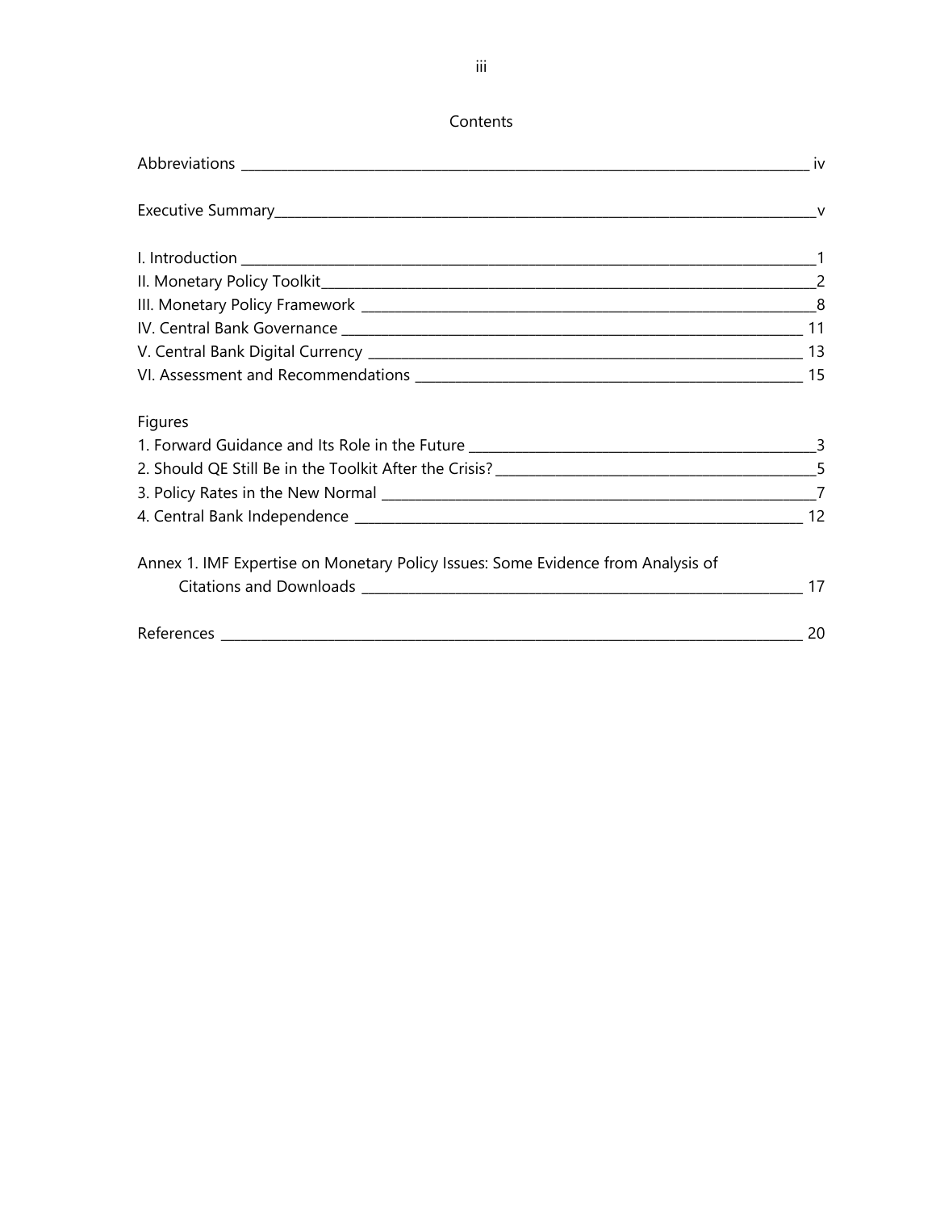## Contents

Abbreviations ____ iv

Executive Summary ____ v

I. Introduction ____ 1
II. Monetary Policy Toolkit ____ 2
III. Monetary Policy Framework ____ 8
IV. Central Bank Governance ____ 11
V. Central Bank Digital Currency ____ 13
VI. Assessment and Recommendations ____ 15

Figures
1. Forward Guidance and Its Role in the Future ____ 3
2. Should QE Still Be in the Toolkit After the Crisis? ____ 5
3. Policy Rates in the New Normal ____ 7
4. Central Bank Independence ____ 12

Annex 1. IMF Expertise on Monetary Policy Issues: Some Evidence from Analysis of Citations and Downloads ____ 17

References ____ 20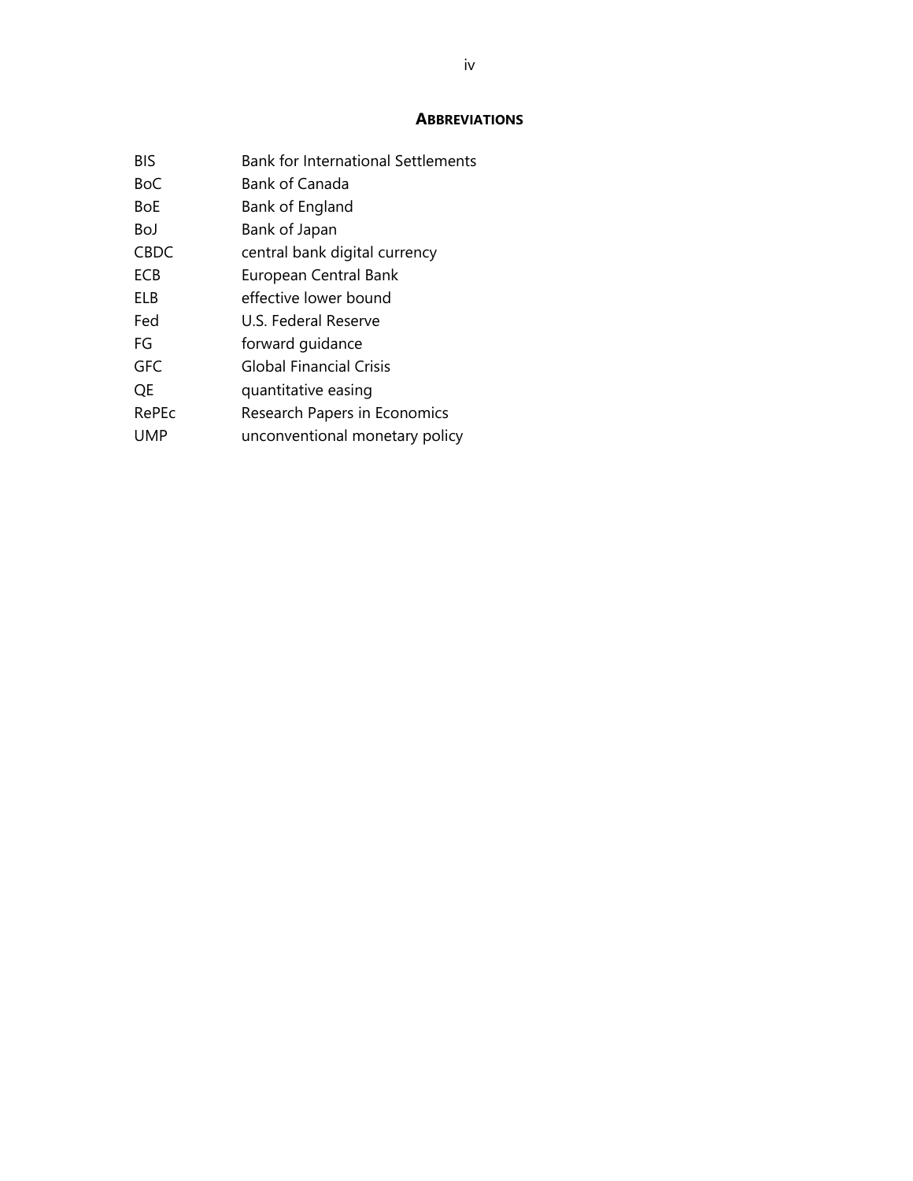## ABBREVIATIONS

| | |
|---|---|
| BIS | Bank for International Settlements |
| BoC | Bank of Canada |
| BoE | Bank of England |
| BoJ | Bank of Japan |
| CBDC | central bank digital currency |
| ECB | European Central Bank |
| ELB | effective lower bound |
| Fed | U.S. Federal Reserve |
| FG | forward guidance |
| GFC | Global Financial Crisis |
| QE | quantitative easing |
| RePEc | Research Papers in Economics |
| UMP | unconventional monetary policy |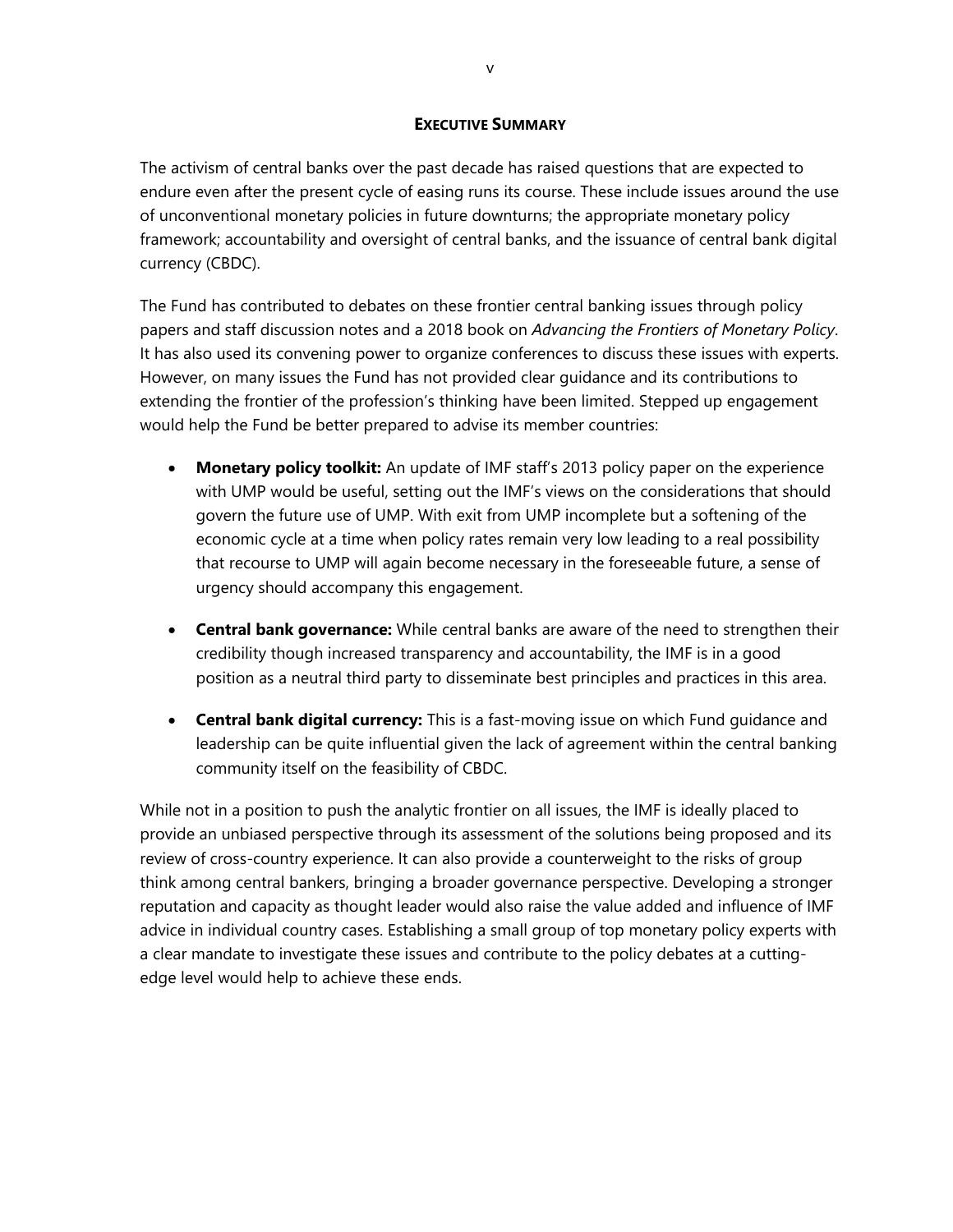## EXECUTIVE SUMMARY

The activism of central banks over the past decade has raised questions that are expected to endure even after the present cycle of easing runs its course. These include issues around the use of unconventional monetary policies in future downturns; the appropriate monetary policy framework; accountability and oversight of central banks, and the issuance of central bank digital currency (CBDC).

The Fund has contributed to debates on these frontier central banking issues through policy papers and staff discussion notes and a 2018 book on *Advancing the Frontiers of Monetary Policy*. It has also used its convening power to organize conferences to discuss these issues with experts. However, on many issues the Fund has not provided clear guidance and its contributions to extending the frontier of the profession's thinking have been limited. Stepped up engagement would help the Fund be better prepared to advise its member countries:

- **Monetary policy toolkit:** An update of IMF staff's 2013 policy paper on the experience with UMP would be useful, setting out the IMF's views on the considerations that should govern the future use of UMP. With exit from UMP incomplete but a softening of the economic cycle at a time when policy rates remain very low leading to a real possibility that recourse to UMP will again become necessary in the foreseeable future, a sense of urgency should accompany this engagement.
- **Central bank governance:** While central banks are aware of the need to strengthen their credibility though increased transparency and accountability, the IMF is in a good position as a neutral third party to disseminate best principles and practices in this area.
- **Central bank digital currency:** This is a fast-moving issue on which Fund guidance and leadership can be quite influential given the lack of agreement within the central banking community itself on the feasibility of CBDC.

While not in a position to push the analytic frontier on all issues, the IMF is ideally placed to provide an unbiased perspective through its assessment of the solutions being proposed and its review of cross-country experience. It can also provide a counterweight to the risks of group think among central bankers, bringing a broader governance perspective. Developing a stronger reputation and capacity as thought leader would also raise the value added and influence of IMF advice in individual country cases. Establishing a small group of top monetary policy experts with a clear mandate to investigate these issues and contribute to the policy debates at a cutting-edge level would help to achieve these ends.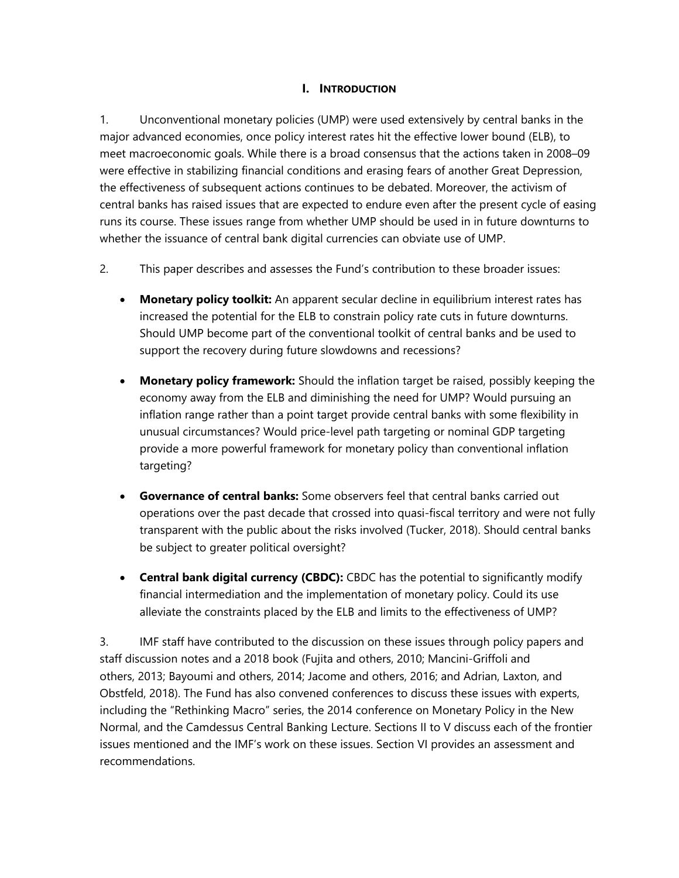# I. INTRODUCTION

1. Unconventional monetary policies (UMP) were used extensively by central banks in the major advanced economies, once policy interest rates hit the effective lower bound (ELB), to meet macroeconomic goals. While there is a broad consensus that the actions taken in 2008–09 were effective in stabilizing financial conditions and erasing fears of another Great Depression, the effectiveness of subsequent actions continues to be debated. Moreover, the activism of central banks has raised issues that are expected to endure even after the present cycle of easing runs its course. These issues range from whether UMP should be used in in future downturns to whether the issuance of central bank digital currencies can obviate use of UMP.

2. This paper describes and assesses the Fund's contribution to these broader issues:

- **Monetary policy toolkit:** An apparent secular decline in equilibrium interest rates has increased the potential for the ELB to constrain policy rate cuts in future downturns. Should UMP become part of the conventional toolkit of central banks and be used to support the recovery during future slowdowns and recessions?

- **Monetary policy framework:** Should the inflation target be raised, possibly keeping the economy away from the ELB and diminishing the need for UMP? Would pursuing an inflation range rather than a point target provide central banks with some flexibility in unusual circumstances? Would price-level path targeting or nominal GDP targeting provide a more powerful framework for monetary policy than conventional inflation targeting?

- **Governance of central banks:** Some observers feel that central banks carried out operations over the past decade that crossed into quasi-fiscal territory and were not fully transparent with the public about the risks involved (Tucker, 2018). Should central banks be subject to greater political oversight?

- **Central bank digital currency (CBDC):** CBDC has the potential to significantly modify financial intermediation and the implementation of monetary policy. Could its use alleviate the constraints placed by the ELB and limits to the effectiveness of UMP?

3. IMF staff have contributed to the discussion on these issues through policy papers and staff discussion notes and a 2018 book (Fujita and others, 2010; Mancini-Griffoli and others, 2013; Bayoumi and others, 2014; Jacome and others, 2016; and Adrian, Laxton, and Obstfeld, 2018). The Fund has also convened conferences to discuss these issues with experts, including the "Rethinking Macro" series, the 2014 conference on Monetary Policy in the New Normal, and the Camdessus Central Banking Lecture. Sections II to V discuss each of the frontier issues mentioned and the IMF's work on these issues. Section VI provides an assessment and recommendations.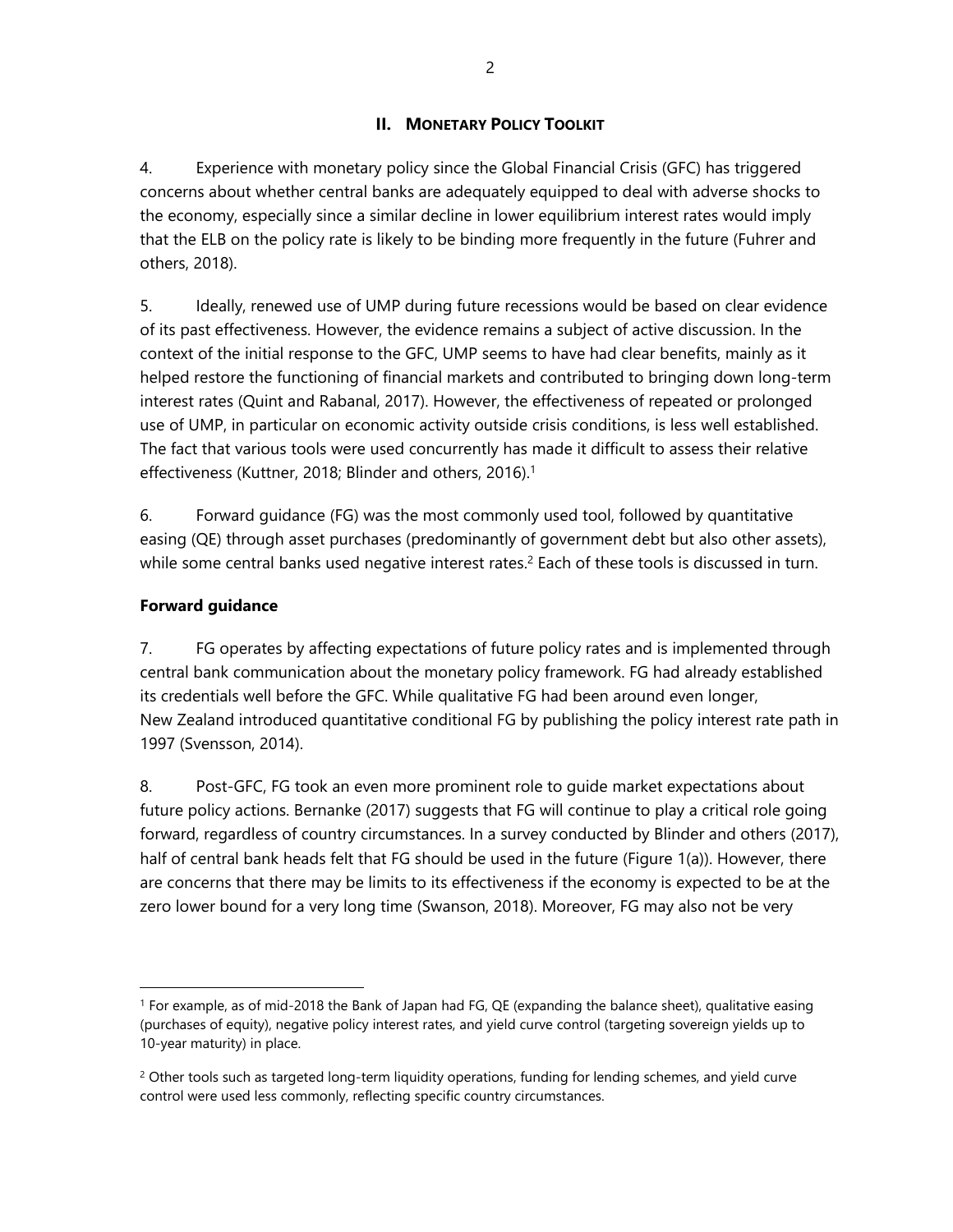## II. MONETARY POLICY TOOLKIT

4. Experience with monetary policy since the Global Financial Crisis (GFC) has triggered concerns about whether central banks are adequately equipped to deal with adverse shocks to the economy, especially since a similar decline in lower equilibrium interest rates would imply that the ELB on the policy rate is likely to be binding more frequently in the future (Fuhrer and others, 2018).

5. Ideally, renewed use of UMP during future recessions would be based on clear evidence of its past effectiveness. However, the evidence remains a subject of active discussion. In the context of the initial response to the GFC, UMP seems to have had clear benefits, mainly as it helped restore the functioning of financial markets and contributed to bringing down long-term interest rates (Quint and Rabanal, 2017). However, the effectiveness of repeated or prolonged use of UMP, in particular on economic activity outside crisis conditions, is less well established. The fact that various tools were used concurrently has made it difficult to assess their relative effectiveness (Kuttner, 2018; Blinder and others, 2016).[1]

6. Forward guidance (FG) was the most commonly used tool, followed by quantitative easing (QE) through asset purchases (predominantly of government debt but also other assets), while some central banks used negative interest rates.[2] Each of these tools is discussed in turn.

**Forward guidance**

7. FG operates by affecting expectations of future policy rates and is implemented through central bank communication about the monetary policy framework. FG had already established its credentials well before the GFC. While qualitative FG had been around even longer, New Zealand introduced quantitative conditional FG by publishing the policy interest rate path in 1997 (Svensson, 2014).

8. Post-GFC, FG took an even more prominent role to guide market expectations about future policy actions. Bernanke (2017) suggests that FG will continue to play a critical role going forward, regardless of country circumstances. In a survey conducted by Blinder and others (2017), half of central bank heads felt that FG should be used in the future (Figure 1(a)). However, there are concerns that there may be limits to its effectiveness if the economy is expected to be at the zero lower bound for a very long time (Swanson, 2018). Moreover, FG may also not be very

---

[1] For example, as of mid-2018 the Bank of Japan had FG, QE (expanding the balance sheet), qualitative easing (purchases of equity), negative policy interest rates, and yield curve control (targeting sovereign yields up to 10-year maturity) in place.

[2] Other tools such as targeted long-term liquidity operations, funding for lending schemes, and yield curve control were used less commonly, reflecting specific country circumstances.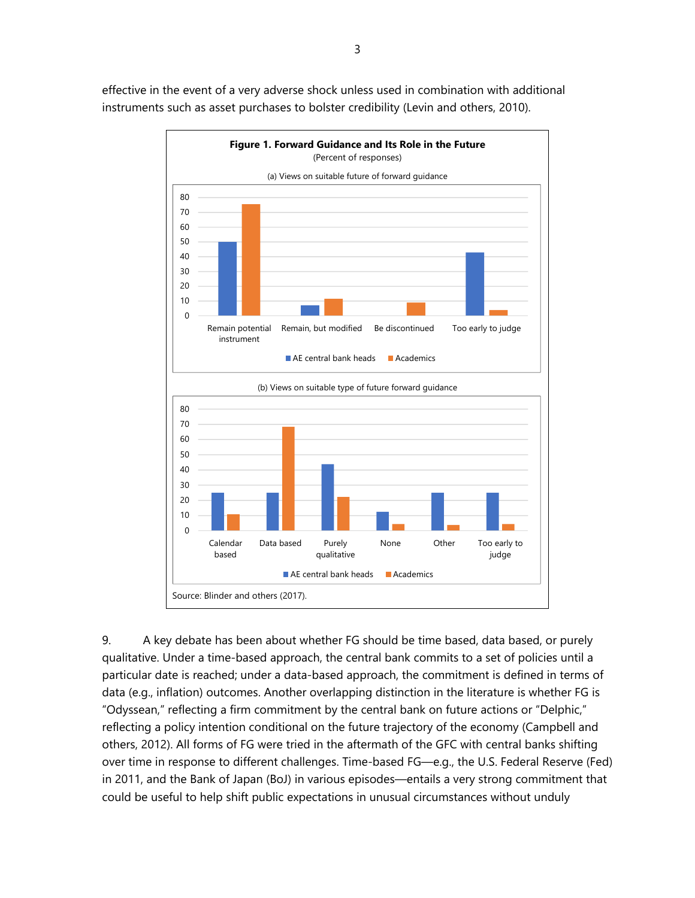effective in the event of a very adverse shock unless used in combination with additional instruments such as asset purchases to bolster credibility (Levin and others, 2010).

**Figure 1. Forward Guidance and Its Role in the Future**
(Percent of responses)

(a) Views on suitable future of forward guidance

(b) Views on suitable type of future forward guidance

Source: Blinder and others (2017).

9. A key debate has been about whether FG should be time based, data based, or purely qualitative. Under a time-based approach, the central bank commits to a set of policies until a particular date is reached; under a data-based approach, the commitment is defined in terms of data (e.g., inflation) outcomes. Another overlapping distinction in the literature is whether FG is "Odyssean," reflecting a firm commitment by the central bank on future actions or "Delphic," reflecting a policy intention conditional on the future trajectory of the economy (Campbell and others, 2012). All forms of FG were tried in the aftermath of the GFC with central banks shifting over time in response to different challenges. Time-based FG—e.g., the U.S. Federal Reserve (Fed) in 2011, and the Bank of Japan (BoJ) in various episodes—entails a very strong commitment that could be useful to help shift public expectations in unusual circumstances without unduly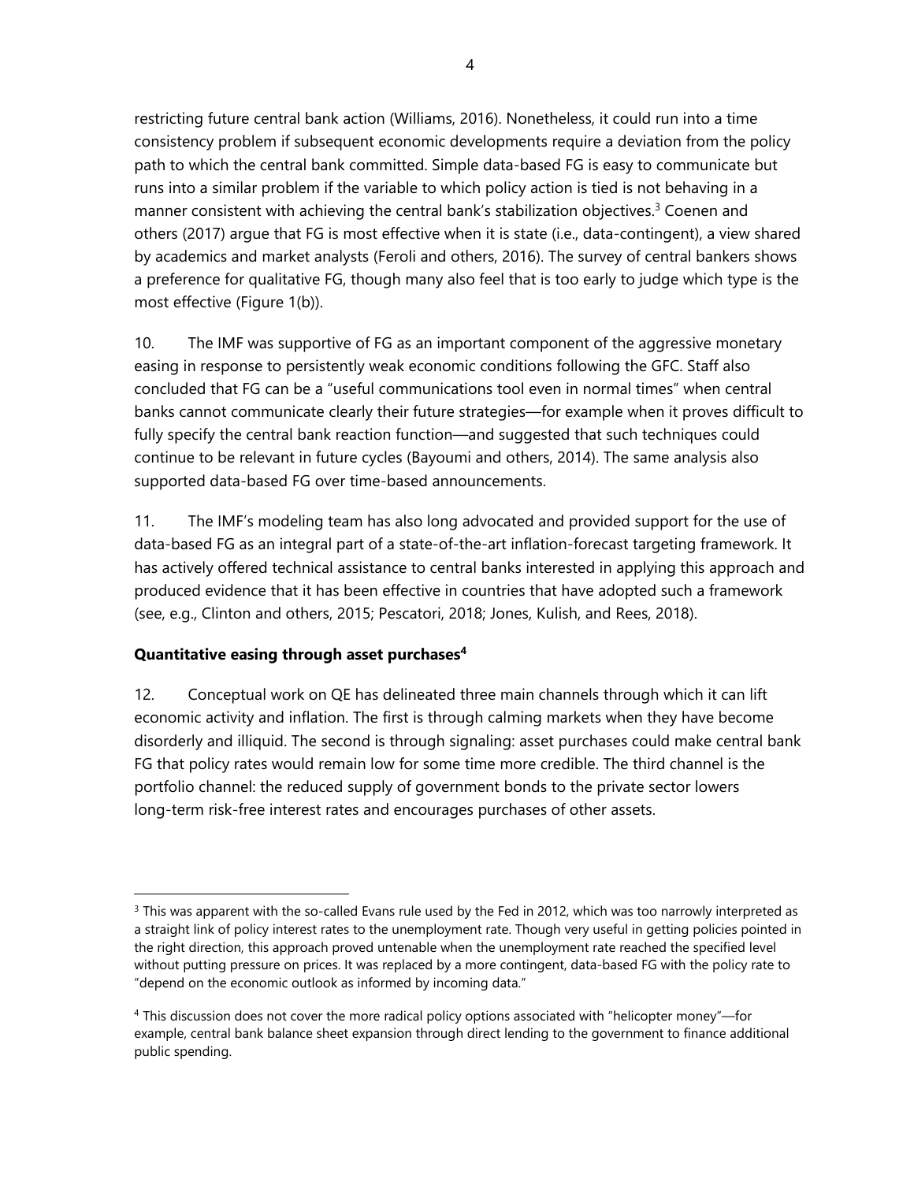restricting future central bank action (Williams, 2016). Nonetheless, it could run into a time consistency problem if subsequent economic developments require a deviation from the policy path to which the central bank committed. Simple data-based FG is easy to communicate but runs into a similar problem if the variable to which policy action is tied is not behaving in a manner consistent with achieving the central bank's stabilization objectives.[3] Coenen and others (2017) argue that FG is most effective when it is state (i.e., data-contingent), a view shared by academics and market analysts (Feroli and others, 2016). The survey of central bankers shows a preference for qualitative FG, though many also feel that is too early to judge which type is the most effective (Figure 1(b)).

10. The IMF was supportive of FG as an important component of the aggressive monetary easing in response to persistently weak economic conditions following the GFC. Staff also concluded that FG can be a "useful communications tool even in normal times" when central banks cannot communicate clearly their future strategies—for example when it proves difficult to fully specify the central bank reaction function—and suggested that such techniques could continue to be relevant in future cycles (Bayoumi and others, 2014). The same analysis also supported data-based FG over time-based announcements.

11. The IMF's modeling team has also long advocated and provided support for the use of data-based FG as an integral part of a state-of-the-art inflation-forecast targeting framework. It has actively offered technical assistance to central banks interested in applying this approach and produced evidence that it has been effective in countries that have adopted such a framework (see, e.g., Clinton and others, 2015; Pescatori, 2018; Jones, Kulish, and Rees, 2018).

**Quantitative easing through asset purchases[4]**

12. Conceptual work on QE has delineated three main channels through which it can lift economic activity and inflation. The first is through calming markets when they have become disorderly and illiquid. The second is through signaling: asset purchases could make central bank FG that policy rates would remain low for some time more credible. The third channel is the portfolio channel: the reduced supply of government bonds to the private sector lowers long-term risk-free interest rates and encourages purchases of other assets.

---

[3] This was apparent with the so-called Evans rule used by the Fed in 2012, which was too narrowly interpreted as a straight link of policy interest rates to the unemployment rate. Though very useful in getting policies pointed in the right direction, this approach proved untenable when the unemployment rate reached the specified level without putting pressure on prices. It was replaced by a more contingent, data-based FG with the policy rate to "depend on the economic outlook as informed by incoming data."

[4] This discussion does not cover the more radical policy options associated with "helicopter money"—for example, central bank balance sheet expansion through direct lending to the government to finance additional public spending.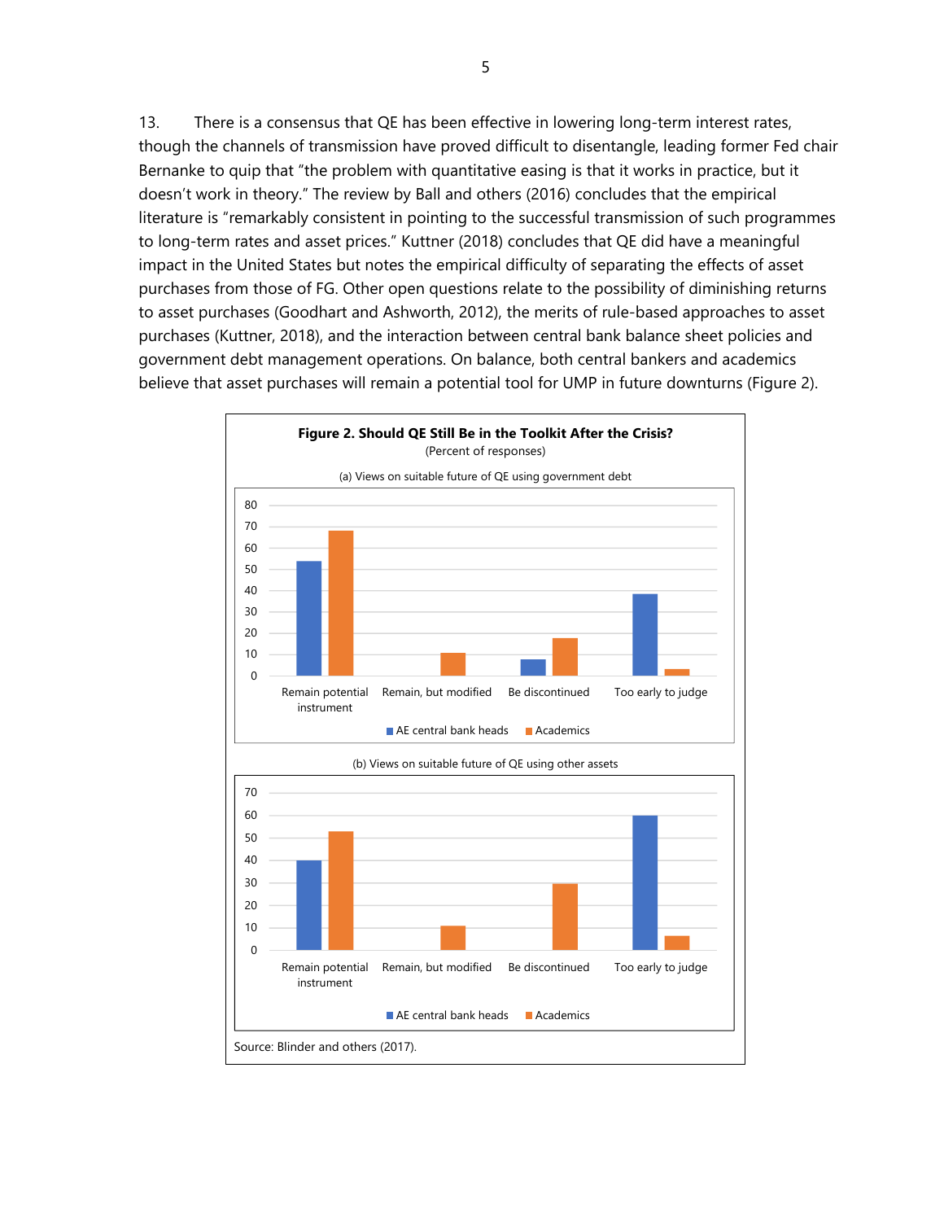13. There is a consensus that QE has been effective in lowering long-term interest rates, though the channels of transmission have proved difficult to disentangle, leading former Fed chair Bernanke to quip that "the problem with quantitative easing is that it works in practice, but it doesn't work in theory." The review by Ball and others (2016) concludes that the empirical literature is "remarkably consistent in pointing to the successful transmission of such programmes to long-term rates and asset prices." Kuttner (2018) concludes that QE did have a meaningful impact in the United States but notes the empirical difficulty of separating the effects of asset purchases from those of FG. Other open questions relate to the possibility of diminishing returns to asset purchases (Goodhart and Ashworth, 2012), the merits of rule-based approaches to asset purchases (Kuttner, 2018), and the interaction between central bank balance sheet policies and government debt management operations. On balance, both central bankers and academics believe that asset purchases will remain a potential tool for UMP in future downturns (Figure 2).

**Figure 2. Should QE Still Be in the Toolkit After the Crisis?**
(Percent of responses)

(a) Views on suitable future of QE using government debt

(b) Views on suitable future of QE using other assets

Source: Blinder and others (2017).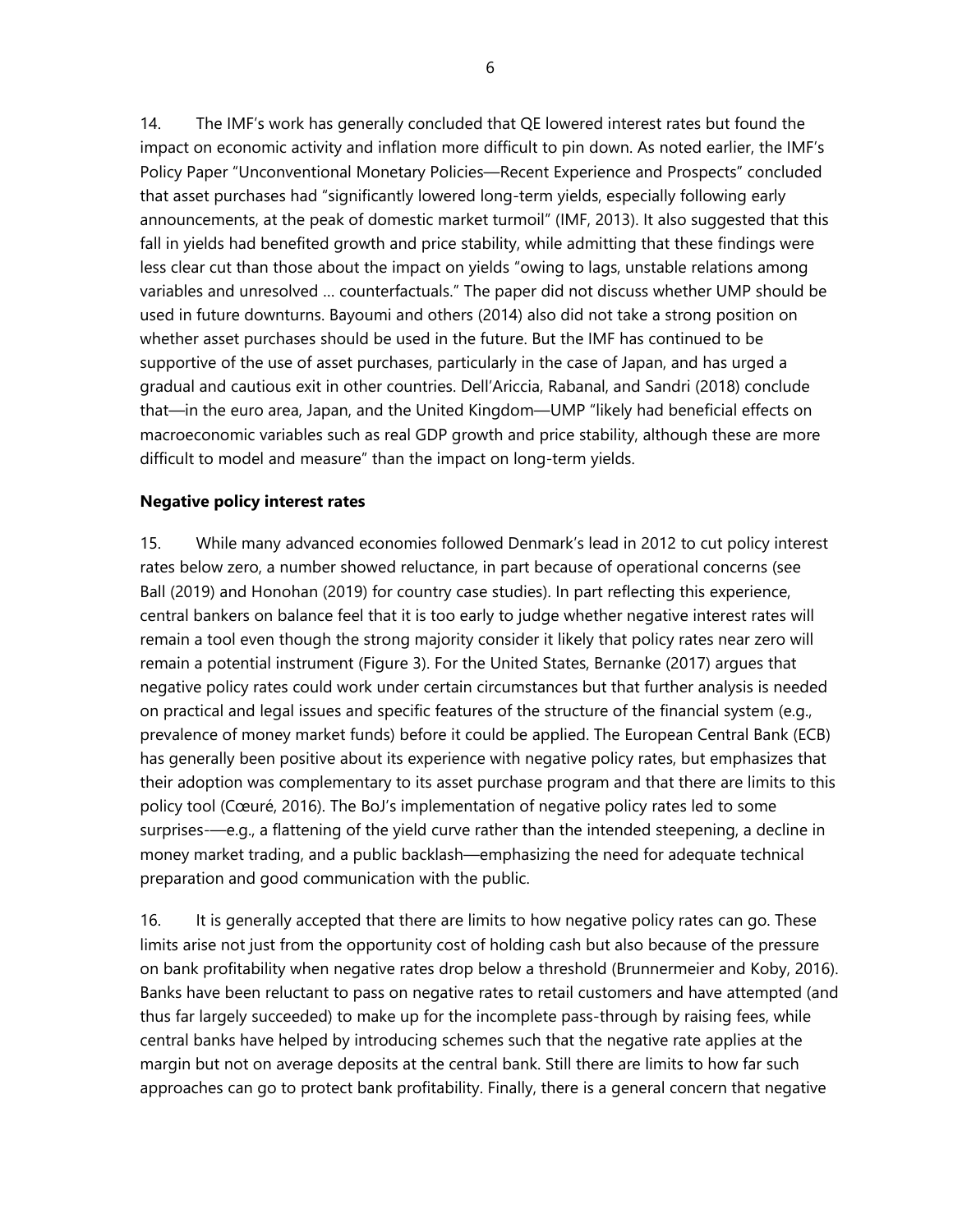14. The IMF's work has generally concluded that QE lowered interest rates but found the impact on economic activity and inflation more difficult to pin down. As noted earlier, the IMF's Policy Paper "Unconventional Monetary Policies—Recent Experience and Prospects" concluded that asset purchases had "significantly lowered long-term yields, especially following early announcements, at the peak of domestic market turmoil" (IMF, 2013). It also suggested that this fall in yields had benefited growth and price stability, while admitting that these findings were less clear cut than those about the impact on yields "owing to lags, unstable relations among variables and unresolved … counterfactuals." The paper did not discuss whether UMP should be used in future downturns. Bayoumi and others (2014) also did not take a strong position on whether asset purchases should be used in the future. But the IMF has continued to be supportive of the use of asset purchases, particularly in the case of Japan, and has urged a gradual and cautious exit in other countries. Dell'Ariccia, Rabanal, and Sandri (2018) conclude that—in the euro area, Japan, and the United Kingdom—UMP "likely had beneficial effects on macroeconomic variables such as real GDP growth and price stability, although these are more difficult to model and measure" than the impact on long-term yields.

**Negative policy interest rates**

15. While many advanced economies followed Denmark's lead in 2012 to cut policy interest rates below zero, a number showed reluctance, in part because of operational concerns (see Ball (2019) and Honohan (2019) for country case studies). In part reflecting this experience, central bankers on balance feel that it is too early to judge whether negative interest rates will remain a tool even though the strong majority consider it likely that policy rates near zero will remain a potential instrument (Figure 3). For the United States, Bernanke (2017) argues that negative policy rates could work under certain circumstances but that further analysis is needed on practical and legal issues and specific features of the structure of the financial system (e.g., prevalence of money market funds) before it could be applied. The European Central Bank (ECB) has generally been positive about its experience with negative policy rates, but emphasizes that their adoption was complementary to its asset purchase program and that there are limits to this policy tool (Cœuré, 2016). The BoJ's implementation of negative policy rates led to some surprises-—e.g., a flattening of the yield curve rather than the intended steepening, a decline in money market trading, and a public backlash—emphasizing the need for adequate technical preparation and good communication with the public.

16. It is generally accepted that there are limits to how negative policy rates can go. These limits arise not just from the opportunity cost of holding cash but also because of the pressure on bank profitability when negative rates drop below a threshold (Brunnermeier and Koby, 2016). Banks have been reluctant to pass on negative rates to retail customers and have attempted (and thus far largely succeeded) to make up for the incomplete pass-through by raising fees, while central banks have helped by introducing schemes such that the negative rate applies at the margin but not on average deposits at the central bank. Still there are limits to how far such approaches can go to protect bank profitability. Finally, there is a general concern that negative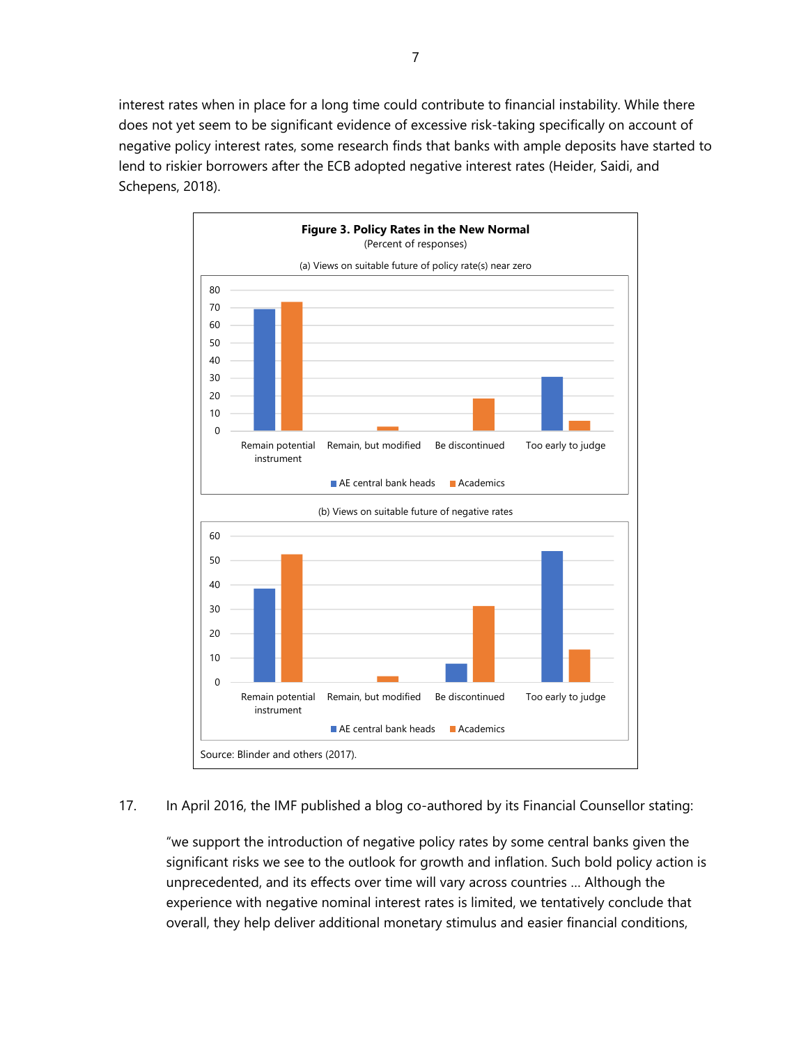interest rates when in place for a long time could contribute to financial instability. While there does not yet seem to be significant evidence of excessive risk-taking specifically on account of negative policy interest rates, some research finds that banks with ample deposits have started to lend to riskier borrowers after the ECB adopted negative interest rates (Heider, Saidi, and Schepens, 2018).

**Figure 3. Policy Rates in the New Normal**

(Percent of responses)

(a) Views on suitable future of policy rate(s) near zero

(b) Views on suitable future of negative rates

Source: Blinder and others (2017).

17. In April 2016, the IMF published a blog co-authored by its Financial Counsellor stating:

"we support the introduction of negative policy rates by some central banks given the significant risks we see to the outlook for growth and inflation. Such bold policy action is unprecedented, and its effects over time will vary across countries … Although the experience with negative nominal interest rates is limited, we tentatively conclude that overall, they help deliver additional monetary stimulus and easier financial conditions,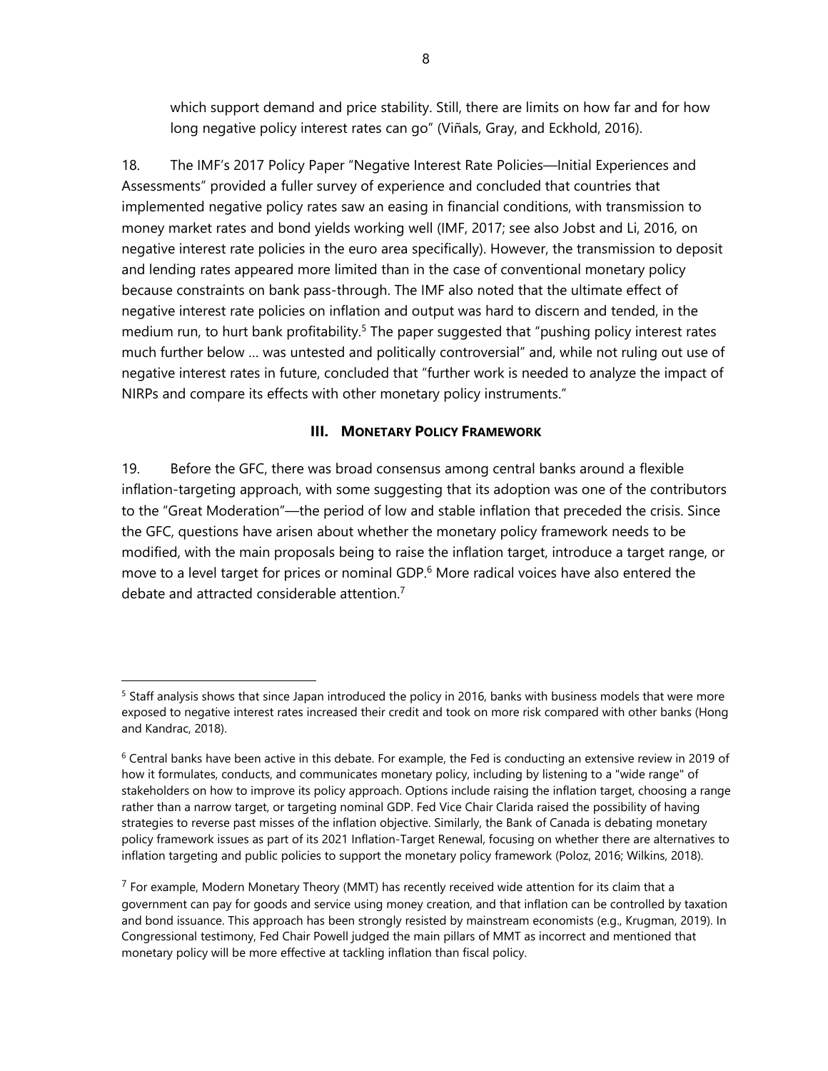which support demand and price stability. Still, there are limits on how far and for how long negative policy interest rates can go" (Viñals, Gray, and Eckhold, 2016).

18. The IMF's 2017 Policy Paper "Negative Interest Rate Policies—Initial Experiences and Assessments" provided a fuller survey of experience and concluded that countries that implemented negative policy rates saw an easing in financial conditions, with transmission to money market rates and bond yields working well (IMF, 2017; see also Jobst and Li, 2016, on negative interest rate policies in the euro area specifically). However, the transmission to deposit and lending rates appeared more limited than in the case of conventional monetary policy because constraints on bank pass-through. The IMF also noted that the ultimate effect of negative interest rate policies on inflation and output was hard to discern and tended, in the medium run, to hurt bank profitability.[5] The paper suggested that "pushing policy interest rates much further below … was untested and politically controversial" and, while not ruling out use of negative interest rates in future, concluded that "further work is needed to analyze the impact of NIRPs and compare its effects with other monetary policy instruments."

## III. MONETARY POLICY FRAMEWORK

19. Before the GFC, there was broad consensus among central banks around a flexible inflation-targeting approach, with some suggesting that its adoption was one of the contributors to the "Great Moderation"—the period of low and stable inflation that preceded the crisis. Since the GFC, questions have arisen about whether the monetary policy framework needs to be modified, with the main proposals being to raise the inflation target, introduce a target range, or move to a level target for prices or nominal GDP.[6] More radical voices have also entered the debate and attracted considerable attention.[7]

---

[5] Staff analysis shows that since Japan introduced the policy in 2016, banks with business models that were more exposed to negative interest rates increased their credit and took on more risk compared with other banks (Hong and Kandrac, 2018).

[6] Central banks have been active in this debate. For example, the Fed is conducting an extensive review in 2019 of how it formulates, conducts, and communicates monetary policy, including by listening to a "wide range" of stakeholders on how to improve its policy approach. Options include raising the inflation target, choosing a range rather than a narrow target, or targeting nominal GDP. Fed Vice Chair Clarida raised the possibility of having strategies to reverse past misses of the inflation objective. Similarly, the Bank of Canada is debating monetary policy framework issues as part of its 2021 Inflation-Target Renewal, focusing on whether there are alternatives to inflation targeting and public policies to support the monetary policy framework (Poloz, 2016; Wilkins, 2018).

[7] For example, Modern Monetary Theory (MMT) has recently received wide attention for its claim that a government can pay for goods and service using money creation, and that inflation can be controlled by taxation and bond issuance. This approach has been strongly resisted by mainstream economists (e.g., Krugman, 2019). In Congressional testimony, Fed Chair Powell judged the main pillars of MMT as incorrect and mentioned that monetary policy will be more effective at tackling inflation than fiscal policy.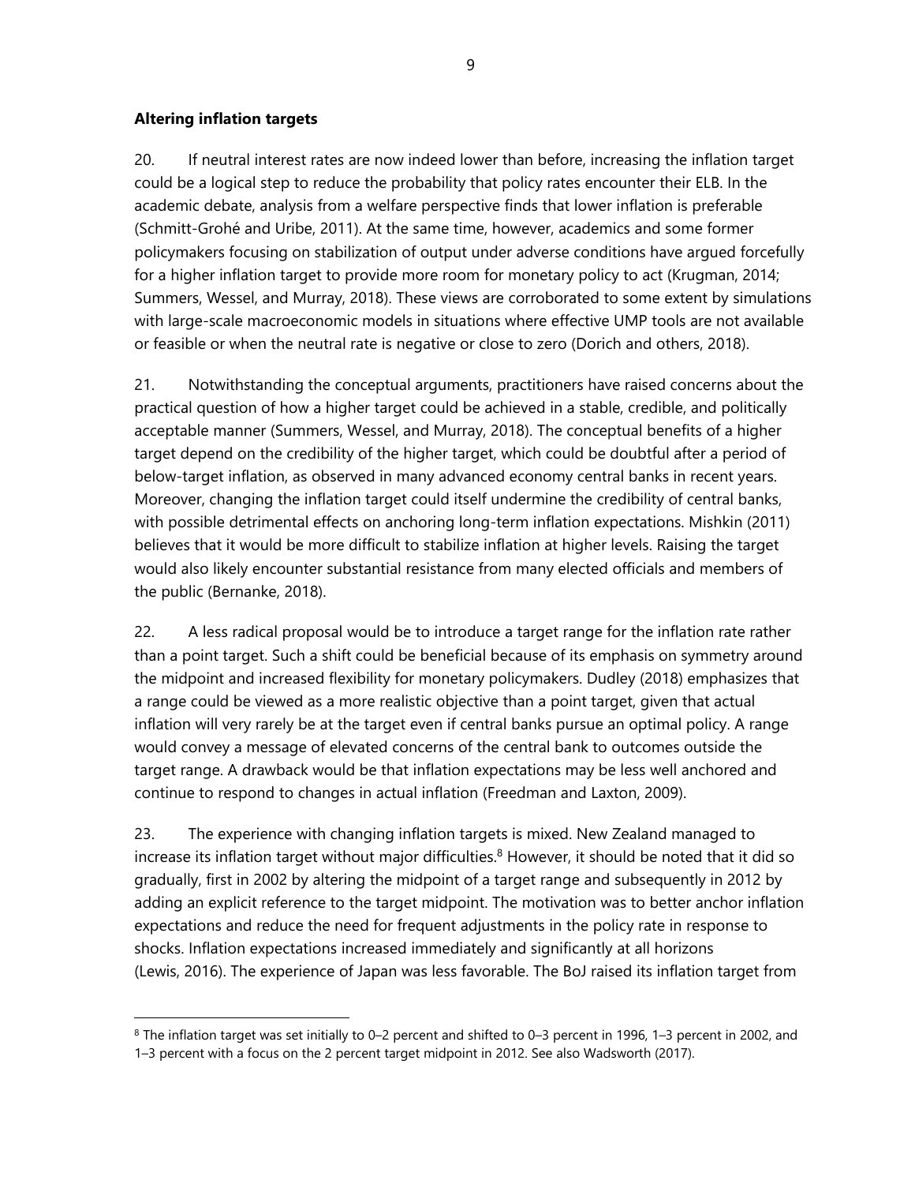**Altering inflation targets**

20. If neutral interest rates are now indeed lower than before, increasing the inflation target could be a logical step to reduce the probability that policy rates encounter their ELB. In the academic debate, analysis from a welfare perspective finds that lower inflation is preferable (Schmitt-Grohé and Uribe, 2011). At the same time, however, academics and some former policymakers focusing on stabilization of output under adverse conditions have argued forcefully for a higher inflation target to provide more room for monetary policy to act (Krugman, 2014; Summers, Wessel, and Murray, 2018). These views are corroborated to some extent by simulations with large-scale macroeconomic models in situations where effective UMP tools are not available or feasible or when the neutral rate is negative or close to zero (Dorich and others, 2018).

21. Notwithstanding the conceptual arguments, practitioners have raised concerns about the practical question of how a higher target could be achieved in a stable, credible, and politically acceptable manner (Summers, Wessel, and Murray, 2018). The conceptual benefits of a higher target depend on the credibility of the higher target, which could be doubtful after a period of below-target inflation, as observed in many advanced economy central banks in recent years. Moreover, changing the inflation target could itself undermine the credibility of central banks, with possible detrimental effects on anchoring long-term inflation expectations. Mishkin (2011) believes that it would be more difficult to stabilize inflation at higher levels. Raising the target would also likely encounter substantial resistance from many elected officials and members of the public (Bernanke, 2018).

22. A less radical proposal would be to introduce a target range for the inflation rate rather than a point target. Such a shift could be beneficial because of its emphasis on symmetry around the midpoint and increased flexibility for monetary policymakers. Dudley (2018) emphasizes that a range could be viewed as a more realistic objective than a point target, given that actual inflation will very rarely be at the target even if central banks pursue an optimal policy. A range would convey a message of elevated concerns of the central bank to outcomes outside the target range. A drawback would be that inflation expectations may be less well anchored and continue to respond to changes in actual inflation (Freedman and Laxton, 2009).

23. The experience with changing inflation targets is mixed. New Zealand managed to increase its inflation target without major difficulties.[8] However, it should be noted that it did so gradually, first in 2002 by altering the midpoint of a target range and subsequently in 2012 by adding an explicit reference to the target midpoint. The motivation was to better anchor inflation expectations and reduce the need for frequent adjustments in the policy rate in response to shocks. Inflation expectations increased immediately and significantly at all horizons (Lewis, 2016). The experience of Japan was less favorable. The BoJ raised its inflation target from

---

[8] The inflation target was set initially to 0–2 percent and shifted to 0–3 percent in 1996, 1–3 percent in 2002, and 1–3 percent with a focus on the 2 percent target midpoint in 2012. See also Wadsworth (2017).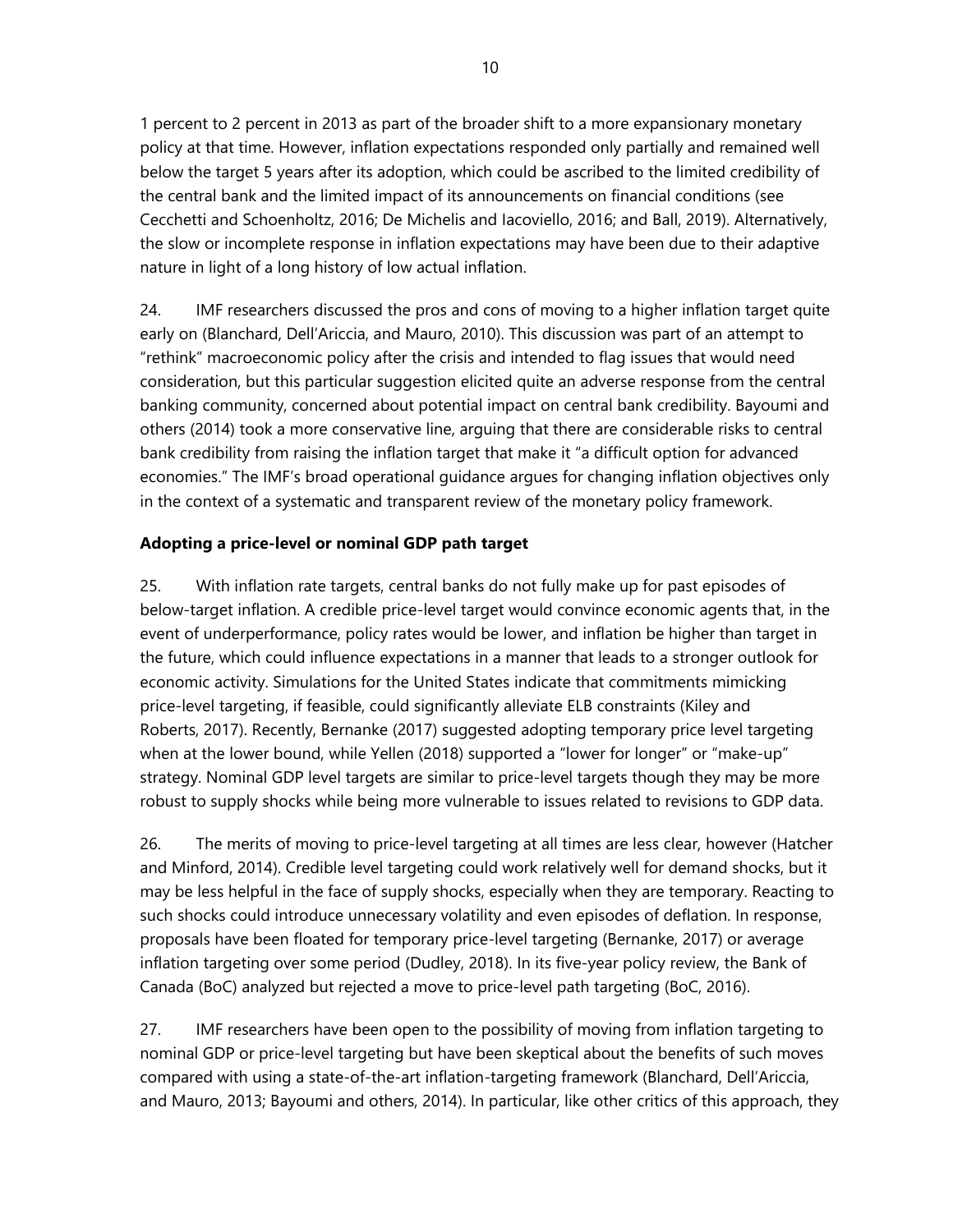1 percent to 2 percent in 2013 as part of the broader shift to a more expansionary monetary policy at that time. However, inflation expectations responded only partially and remained well below the target 5 years after its adoption, which could be ascribed to the limited credibility of the central bank and the limited impact of its announcements on financial conditions (see Cecchetti and Schoenholtz, 2016; De Michelis and Iacoviello, 2016; and Ball, 2019). Alternatively, the slow or incomplete response in inflation expectations may have been due to their adaptive nature in light of a long history of low actual inflation.

24. IMF researchers discussed the pros and cons of moving to a higher inflation target quite early on (Blanchard, Dell'Ariccia, and Mauro, 2010). This discussion was part of an attempt to "rethink" macroeconomic policy after the crisis and intended to flag issues that would need consideration, but this particular suggestion elicited quite an adverse response from the central banking community, concerned about potential impact on central bank credibility. Bayoumi and others (2014) took a more conservative line, arguing that there are considerable risks to central bank credibility from raising the inflation target that make it "a difficult option for advanced economies." The IMF's broad operational guidance argues for changing inflation objectives only in the context of a systematic and transparent review of the monetary policy framework.

**Adopting a price-level or nominal GDP path target**

25. With inflation rate targets, central banks do not fully make up for past episodes of below-target inflation. A credible price-level target would convince economic agents that, in the event of underperformance, policy rates would be lower, and inflation be higher than target in the future, which could influence expectations in a manner that leads to a stronger outlook for economic activity. Simulations for the United States indicate that commitments mimicking price-level targeting, if feasible, could significantly alleviate ELB constraints (Kiley and Roberts, 2017). Recently, Bernanke (2017) suggested adopting temporary price level targeting when at the lower bound, while Yellen (2018) supported a "lower for longer" or "make-up" strategy. Nominal GDP level targets are similar to price-level targets though they may be more robust to supply shocks while being more vulnerable to issues related to revisions to GDP data.

26. The merits of moving to price-level targeting at all times are less clear, however (Hatcher and Minford, 2014). Credible level targeting could work relatively well for demand shocks, but it may be less helpful in the face of supply shocks, especially when they are temporary. Reacting to such shocks could introduce unnecessary volatility and even episodes of deflation. In response, proposals have been floated for temporary price-level targeting (Bernanke, 2017) or average inflation targeting over some period (Dudley, 2018). In its five-year policy review, the Bank of Canada (BoC) analyzed but rejected a move to price-level path targeting (BoC, 2016).

27. IMF researchers have been open to the possibility of moving from inflation targeting to nominal GDP or price-level targeting but have been skeptical about the benefits of such moves compared with using a state-of-the-art inflation-targeting framework (Blanchard, Dell'Ariccia, and Mauro, 2013; Bayoumi and others, 2014). In particular, like other critics of this approach, they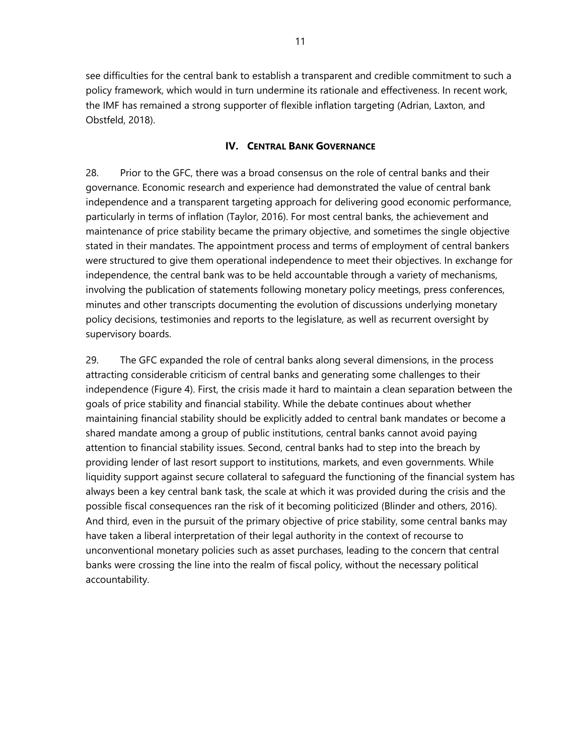see difficulties for the central bank to establish a transparent and credible commitment to such a policy framework, which would in turn undermine its rationale and effectiveness. In recent work, the IMF has remained a strong supporter of flexible inflation targeting (Adrian, Laxton, and Obstfeld, 2018).

## IV. Central Bank Governance

28. Prior to the GFC, there was a broad consensus on the role of central banks and their governance. Economic research and experience had demonstrated the value of central bank independence and a transparent targeting approach for delivering good economic performance, particularly in terms of inflation (Taylor, 2016). For most central banks, the achievement and maintenance of price stability became the primary objective, and sometimes the single objective stated in their mandates. The appointment process and terms of employment of central bankers were structured to give them operational independence to meet their objectives. In exchange for independence, the central bank was to be held accountable through a variety of mechanisms, involving the publication of statements following monetary policy meetings, press conferences, minutes and other transcripts documenting the evolution of discussions underlying monetary policy decisions, testimonies and reports to the legislature, as well as recurrent oversight by supervisory boards.

29. The GFC expanded the role of central banks along several dimensions, in the process attracting considerable criticism of central banks and generating some challenges to their independence (Figure 4). First, the crisis made it hard to maintain a clean separation between the goals of price stability and financial stability. While the debate continues about whether maintaining financial stability should be explicitly added to central bank mandates or become a shared mandate among a group of public institutions, central banks cannot avoid paying attention to financial stability issues. Second, central banks had to step into the breach by providing lender of last resort support to institutions, markets, and even governments. While liquidity support against secure collateral to safeguard the functioning of the financial system has always been a key central bank task, the scale at which it was provided during the crisis and the possible fiscal consequences ran the risk of it becoming politicized (Blinder and others, 2016). And third, even in the pursuit of the primary objective of price stability, some central banks may have taken a liberal interpretation of their legal authority in the context of recourse to unconventional monetary policies such as asset purchases, leading to the concern that central banks were crossing the line into the realm of fiscal policy, without the necessary political accountability.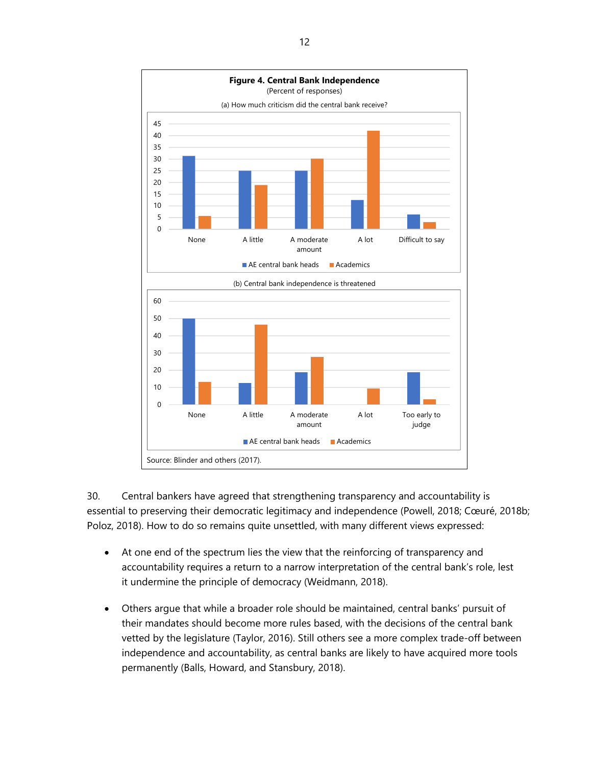**Figure 4. Central Bank Independence**
(Percent of responses)

(a) How much criticism did the central bank receive?

(b) Central bank independence is threatened

Source: Blinder and others (2017).

30. Central bankers have agreed that strengthening transparency and accountability is essential to preserving their democratic legitimacy and independence (Powell, 2018; Cœuré, 2018b; Poloz, 2018). How to do so remains quite unsettled, with many different views expressed:

- At one end of the spectrum lies the view that the reinforcing of transparency and accountability requires a return to a narrow interpretation of the central bank's role, lest it undermine the principle of democracy (Weidmann, 2018).

- Others argue that while a broader role should be maintained, central banks' pursuit of their mandates should become more rules based, with the decisions of the central bank vetted by the legislature (Taylor, 2016). Still others see a more complex trade-off between independence and accountability, as central banks are likely to have acquired more tools permanently (Balls, Howard, and Stansbury, 2018).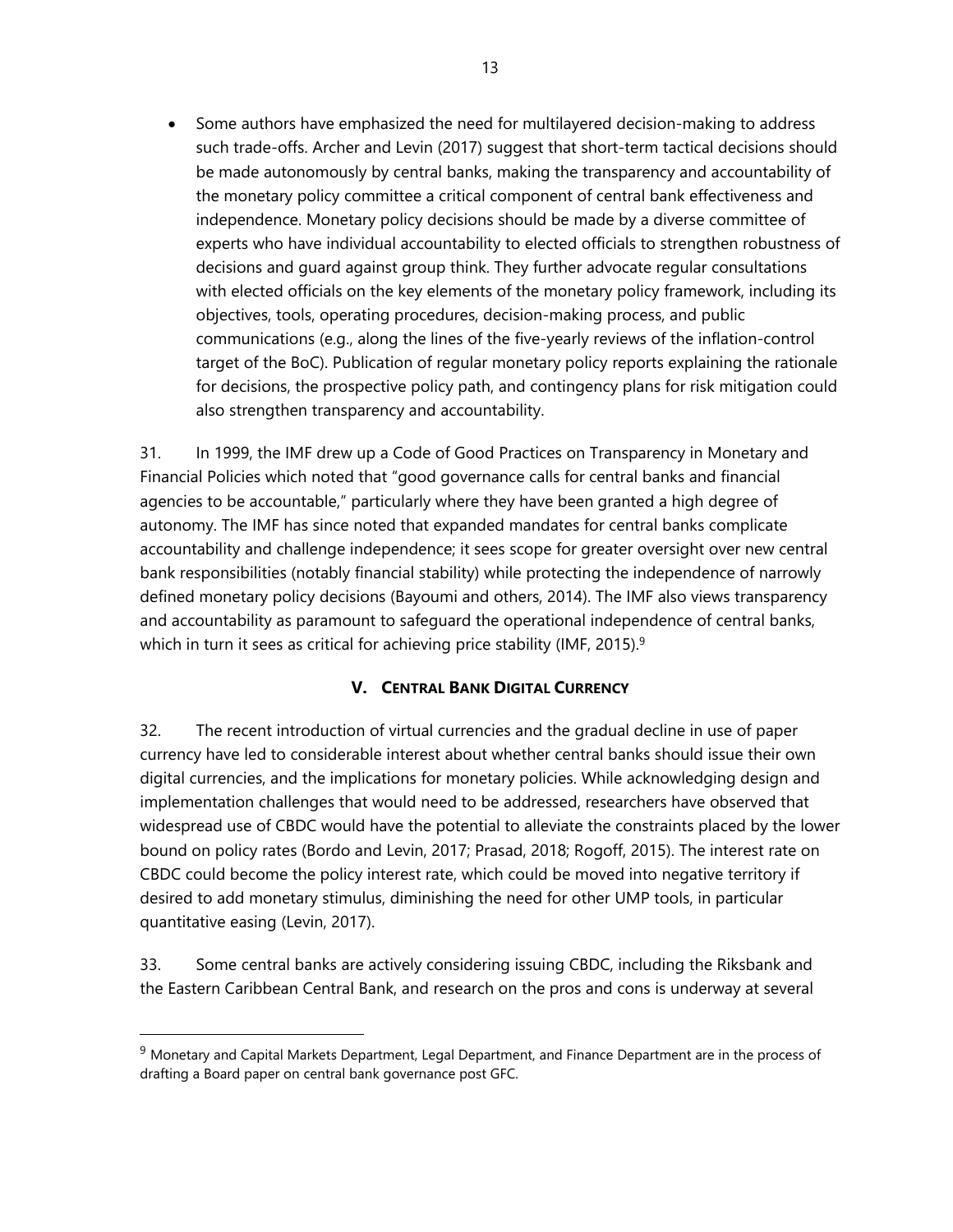- Some authors have emphasized the need for multilayered decision-making to address such trade-offs. Archer and Levin (2017) suggest that short-term tactical decisions should be made autonomously by central banks, making the transparency and accountability of the monetary policy committee a critical component of central bank effectiveness and independence. Monetary policy decisions should be made by a diverse committee of experts who have individual accountability to elected officials to strengthen robustness of decisions and guard against group think. They further advocate regular consultations with elected officials on the key elements of the monetary policy framework, including its objectives, tools, operating procedures, decision-making process, and public communications (e.g., along the lines of the five-yearly reviews of the inflation-control target of the BoC). Publication of regular monetary policy reports explaining the rationale for decisions, the prospective policy path, and contingency plans for risk mitigation could also strengthen transparency and accountability.

31. In 1999, the IMF drew up a Code of Good Practices on Transparency in Monetary and Financial Policies which noted that "good governance calls for central banks and financial agencies to be accountable," particularly where they have been granted a high degree of autonomy. The IMF has since noted that expanded mandates for central banks complicate accountability and challenge independence; it sees scope for greater oversight over new central bank responsibilities (notably financial stability) while protecting the independence of narrowly defined monetary policy decisions (Bayoumi and others, 2014). The IMF also views transparency and accountability as paramount to safeguard the operational independence of central banks, which in turn it sees as critical for achieving price stability (IMF, 2015).[9]

## V. Central Bank Digital Currency

32. The recent introduction of virtual currencies and the gradual decline in use of paper currency have led to considerable interest about whether central banks should issue their own digital currencies, and the implications for monetary policies. While acknowledging design and implementation challenges that would need to be addressed, researchers have observed that widespread use of CBDC would have the potential to alleviate the constraints placed by the lower bound on policy rates (Bordo and Levin, 2017; Prasad, 2018; Rogoff, 2015). The interest rate on CBDC could become the policy interest rate, which could be moved into negative territory if desired to add monetary stimulus, diminishing the need for other UMP tools, in particular quantitative easing (Levin, 2017).

33. Some central banks are actively considering issuing CBDC, including the Riksbank and the Eastern Caribbean Central Bank, and research on the pros and cons is underway at several

[9] Monetary and Capital Markets Department, Legal Department, and Finance Department are in the process of drafting a Board paper on central bank governance post GFC.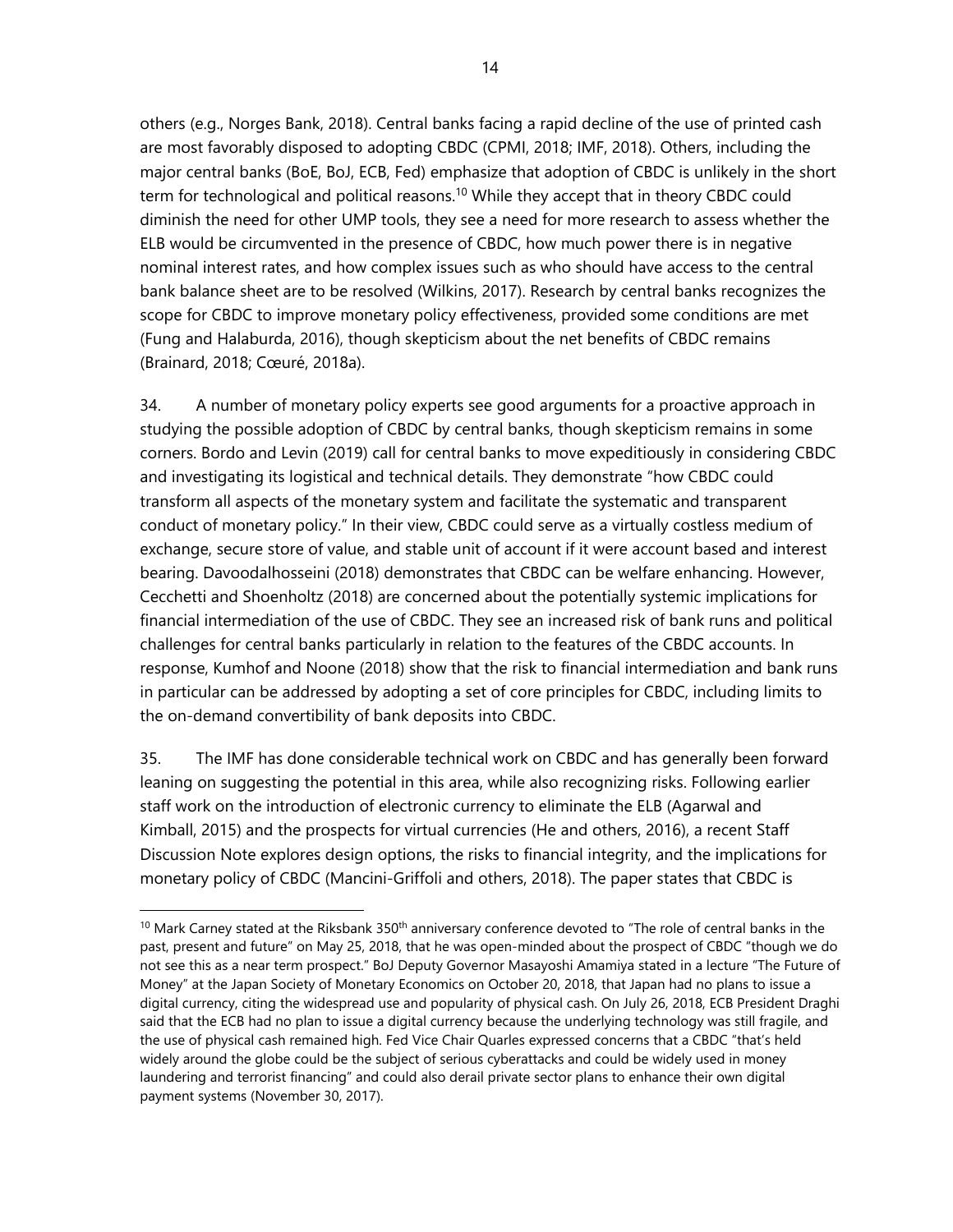others (e.g., Norges Bank, 2018). Central banks facing a rapid decline of the use of printed cash are most favorably disposed to adopting CBDC (CPMI, 2018; IMF, 2018). Others, including the major central banks (BoE, BoJ, ECB, Fed) emphasize that adoption of CBDC is unlikely in the short term for technological and political reasons.[10] While they accept that in theory CBDC could diminish the need for other UMP tools, they see a need for more research to assess whether the ELB would be circumvented in the presence of CBDC, how much power there is in negative nominal interest rates, and how complex issues such as who should have access to the central bank balance sheet are to be resolved (Wilkins, 2017). Research by central banks recognizes the scope for CBDC to improve monetary policy effectiveness, provided some conditions are met (Fung and Halaburda, 2016), though skepticism about the net benefits of CBDC remains (Brainard, 2018; Cœuré, 2018a).

34. A number of monetary policy experts see good arguments for a proactive approach in studying the possible adoption of CBDC by central banks, though skepticism remains in some corners. Bordo and Levin (2019) call for central banks to move expeditiously in considering CBDC and investigating its logistical and technical details. They demonstrate "how CBDC could transform all aspects of the monetary system and facilitate the systematic and transparent conduct of monetary policy." In their view, CBDC could serve as a virtually costless medium of exchange, secure store of value, and stable unit of account if it were account based and interest bearing. Davoodalhosseini (2018) demonstrates that CBDC can be welfare enhancing. However, Cecchetti and Shoenholtz (2018) are concerned about the potentially systemic implications for financial intermediation of the use of CBDC. They see an increased risk of bank runs and political challenges for central banks particularly in relation to the features of the CBDC accounts. In response, Kumhof and Noone (2018) show that the risk to financial intermediation and bank runs in particular can be addressed by adopting a set of core principles for CBDC, including limits to the on-demand convertibility of bank deposits into CBDC.

35. The IMF has done considerable technical work on CBDC and has generally been forward leaning on suggesting the potential in this area, while also recognizing risks. Following earlier staff work on the introduction of electronic currency to eliminate the ELB (Agarwal and Kimball, 2015) and the prospects for virtual currencies (He and others, 2016), a recent Staff Discussion Note explores design options, the risks to financial integrity, and the implications for monetary policy of CBDC (Mancini-Griffoli and others, 2018). The paper states that CBDC is

---

[10] Mark Carney stated at the Riksbank 350th anniversary conference devoted to "The role of central banks in the past, present and future" on May 25, 2018, that he was open-minded about the prospect of CBDC "though we do not see this as a near term prospect." BoJ Deputy Governor Masayoshi Amamiya stated in a lecture "The Future of Money" at the Japan Society of Monetary Economics on October 20, 2018, that Japan had no plans to issue a digital currency, citing the widespread use and popularity of physical cash. On July 26, 2018, ECB President Draghi said that the ECB had no plan to issue a digital currency because the underlying technology was still fragile, and the use of physical cash remained high. Fed Vice Chair Quarles expressed concerns that a CBDC "that's held widely around the globe could be the subject of serious cyberattacks and could be widely used in money laundering and terrorist financing" and could also derail private sector plans to enhance their own digital payment systems (November 30, 2017).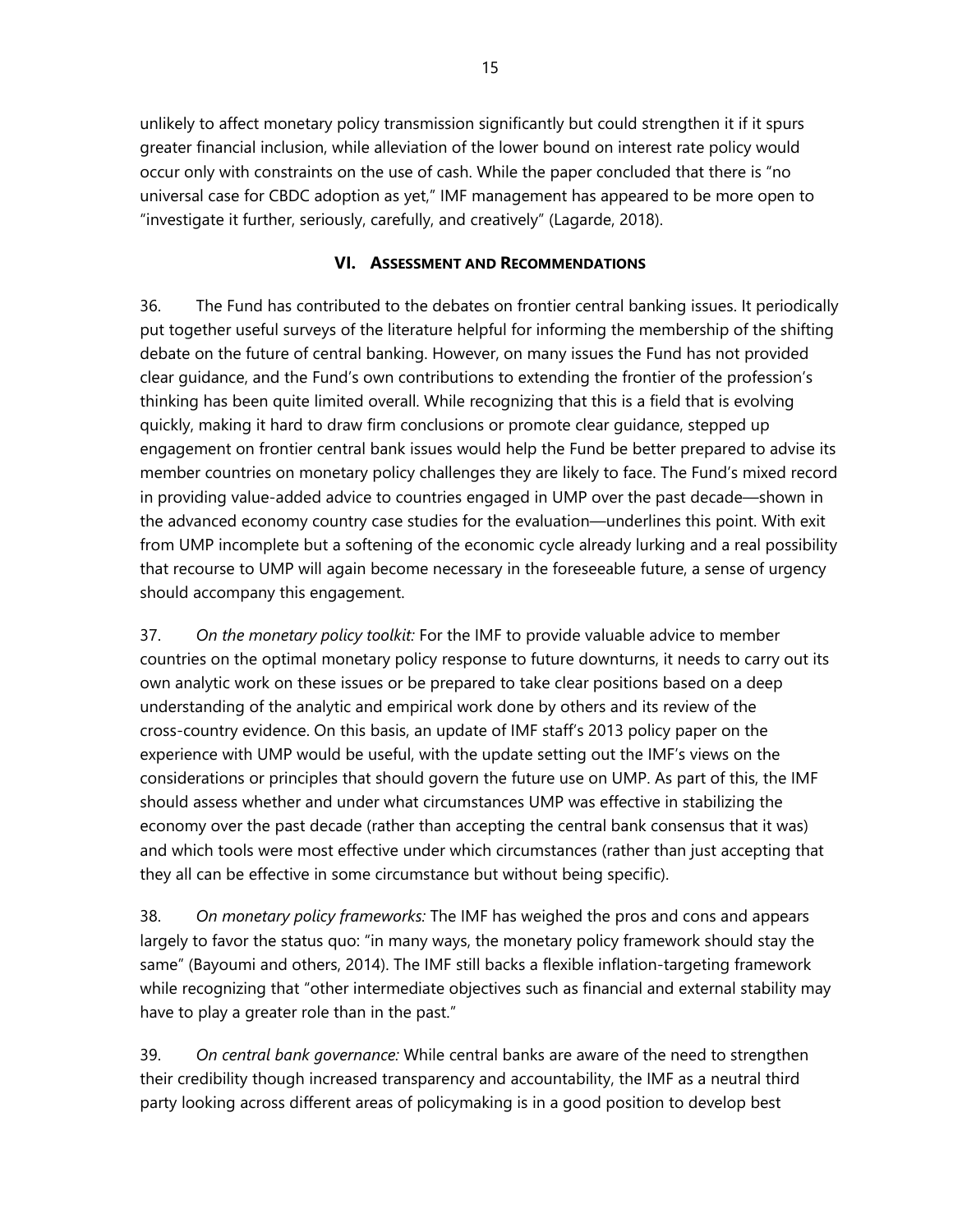unlikely to affect monetary policy transmission significantly but could strengthen it if it spurs greater financial inclusion, while alleviation of the lower bound on interest rate policy would occur only with constraints on the use of cash. While the paper concluded that there is "no universal case for CBDC adoption as yet," IMF management has appeared to be more open to "investigate it further, seriously, carefully, and creatively" (Lagarde, 2018).

## VI. Assessment and Recommendations

36. The Fund has contributed to the debates on frontier central banking issues. It periodically put together useful surveys of the literature helpful for informing the membership of the shifting debate on the future of central banking. However, on many issues the Fund has not provided clear guidance, and the Fund's own contributions to extending the frontier of the profession's thinking has been quite limited overall. While recognizing that this is a field that is evolving quickly, making it hard to draw firm conclusions or promote clear guidance, stepped up engagement on frontier central bank issues would help the Fund be better prepared to advise its member countries on monetary policy challenges they are likely to face. The Fund's mixed record in providing value-added advice to countries engaged in UMP over the past decade—shown in the advanced economy country case studies for the evaluation—underlines this point. With exit from UMP incomplete but a softening of the economic cycle already lurking and a real possibility that recourse to UMP will again become necessary in the foreseeable future, a sense of urgency should accompany this engagement.

37. *On the monetary policy toolkit:* For the IMF to provide valuable advice to member countries on the optimal monetary policy response to future downturns, it needs to carry out its own analytic work on these issues or be prepared to take clear positions based on a deep understanding of the analytic and empirical work done by others and its review of the cross-country evidence. On this basis, an update of IMF staff's 2013 policy paper on the experience with UMP would be useful, with the update setting out the IMF's views on the considerations or principles that should govern the future use on UMP. As part of this, the IMF should assess whether and under what circumstances UMP was effective in stabilizing the economy over the past decade (rather than accepting the central bank consensus that it was) and which tools were most effective under which circumstances (rather than just accepting that they all can be effective in some circumstance but without being specific).

38. *On monetary policy frameworks:* The IMF has weighed the pros and cons and appears largely to favor the status quo: "in many ways, the monetary policy framework should stay the same" (Bayoumi and others, 2014). The IMF still backs a flexible inflation-targeting framework while recognizing that "other intermediate objectives such as financial and external stability may have to play a greater role than in the past."

39. *On central bank governance:* While central banks are aware of the need to strengthen their credibility though increased transparency and accountability, the IMF as a neutral third party looking across different areas of policymaking is in a good position to develop best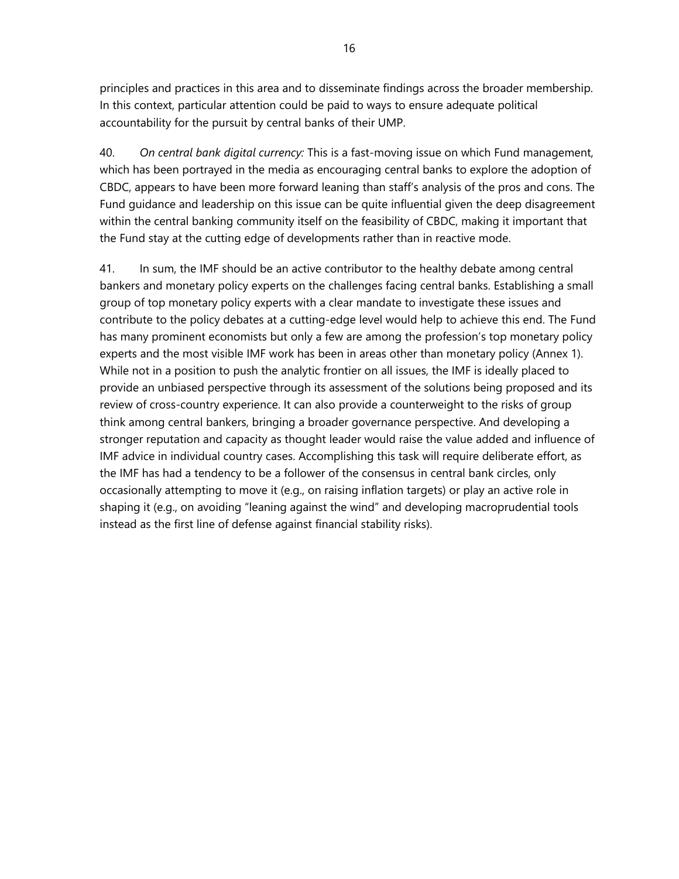principles and practices in this area and to disseminate findings across the broader membership. In this context, particular attention could be paid to ways to ensure adequate political accountability for the pursuit by central banks of their UMP.

40. *On central bank digital currency:* This is a fast-moving issue on which Fund management, which has been portrayed in the media as encouraging central banks to explore the adoption of CBDC, appears to have been more forward leaning than staff's analysis of the pros and cons. The Fund guidance and leadership on this issue can be quite influential given the deep disagreement within the central banking community itself on the feasibility of CBDC, making it important that the Fund stay at the cutting edge of developments rather than in reactive mode.

41. In sum, the IMF should be an active contributor to the healthy debate among central bankers and monetary policy experts on the challenges facing central banks. Establishing a small group of top monetary policy experts with a clear mandate to investigate these issues and contribute to the policy debates at a cutting-edge level would help to achieve this end. The Fund has many prominent economists but only a few are among the profession's top monetary policy experts and the most visible IMF work has been in areas other than monetary policy (Annex 1). While not in a position to push the analytic frontier on all issues, the IMF is ideally placed to provide an unbiased perspective through its assessment of the solutions being proposed and its review of cross-country experience. It can also provide a counterweight to the risks of group think among central bankers, bringing a broader governance perspective. And developing a stronger reputation and capacity as thought leader would raise the value added and influence of IMF advice in individual country cases. Accomplishing this task will require deliberate effort, as the IMF has had a tendency to be a follower of the consensus in central bank circles, only occasionally attempting to move it (e.g., on raising inflation targets) or play an active role in shaping it (e.g., on avoiding "leaning against the wind" and developing macroprudential tools instead as the first line of defense against financial stability risks).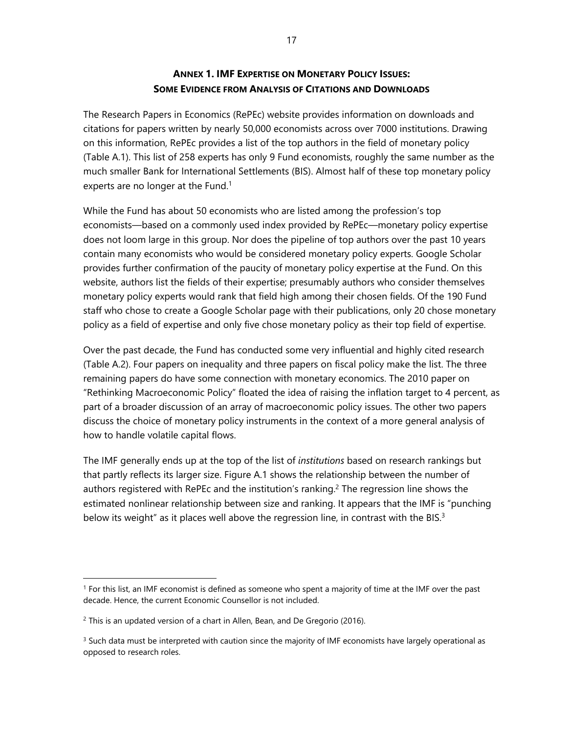## ANNEX 1. IMF EXPERTISE ON MONETARY POLICY ISSUES: SOME EVIDENCE FROM ANALYSIS OF CITATIONS AND DOWNLOADS

The Research Papers in Economics (RePEc) website provides information on downloads and citations for papers written by nearly 50,000 economists across over 7000 institutions. Drawing on this information, RePEc provides a list of the top authors in the field of monetary policy (Table A.1). This list of 258 experts has only 9 Fund economists, roughly the same number as the much smaller Bank for International Settlements (BIS). Almost half of these top monetary policy experts are no longer at the Fund.[1]

While the Fund has about 50 economists who are listed among the profession's top economists—based on a commonly used index provided by RePEc—monetary policy expertise does not loom large in this group. Nor does the pipeline of top authors over the past 10 years contain many economists who would be considered monetary policy experts. Google Scholar provides further confirmation of the paucity of monetary policy expertise at the Fund. On this website, authors list the fields of their expertise; presumably authors who consider themselves monetary policy experts would rank that field high among their chosen fields. Of the 190 Fund staff who chose to create a Google Scholar page with their publications, only 20 chose monetary policy as a field of expertise and only five chose monetary policy as their top field of expertise.

Over the past decade, the Fund has conducted some very influential and highly cited research (Table A.2). Four papers on inequality and three papers on fiscal policy make the list. The three remaining papers do have some connection with monetary economics. The 2010 paper on "Rethinking Macroeconomic Policy" floated the idea of raising the inflation target to 4 percent, as part of a broader discussion of an array of macroeconomic policy issues. The other two papers discuss the choice of monetary policy instruments in the context of a more general analysis of how to handle volatile capital flows.

The IMF generally ends up at the top of the list of *institutions* based on research rankings but that partly reflects its larger size. Figure A.1 shows the relationship between the number of authors registered with RePEc and the institution's ranking.[2] The regression line shows the estimated nonlinear relationship between size and ranking. It appears that the IMF is "punching below its weight" as it places well above the regression line, in contrast with the BIS.[3]

---

[1] For this list, an IMF economist is defined as someone who spent a majority of time at the IMF over the past decade. Hence, the current Economic Counsellor is not included.

[2] This is an updated version of a chart in Allen, Bean, and De Gregorio (2016).

[3] Such data must be interpreted with caution since the majority of IMF economists have largely operational as opposed to research roles.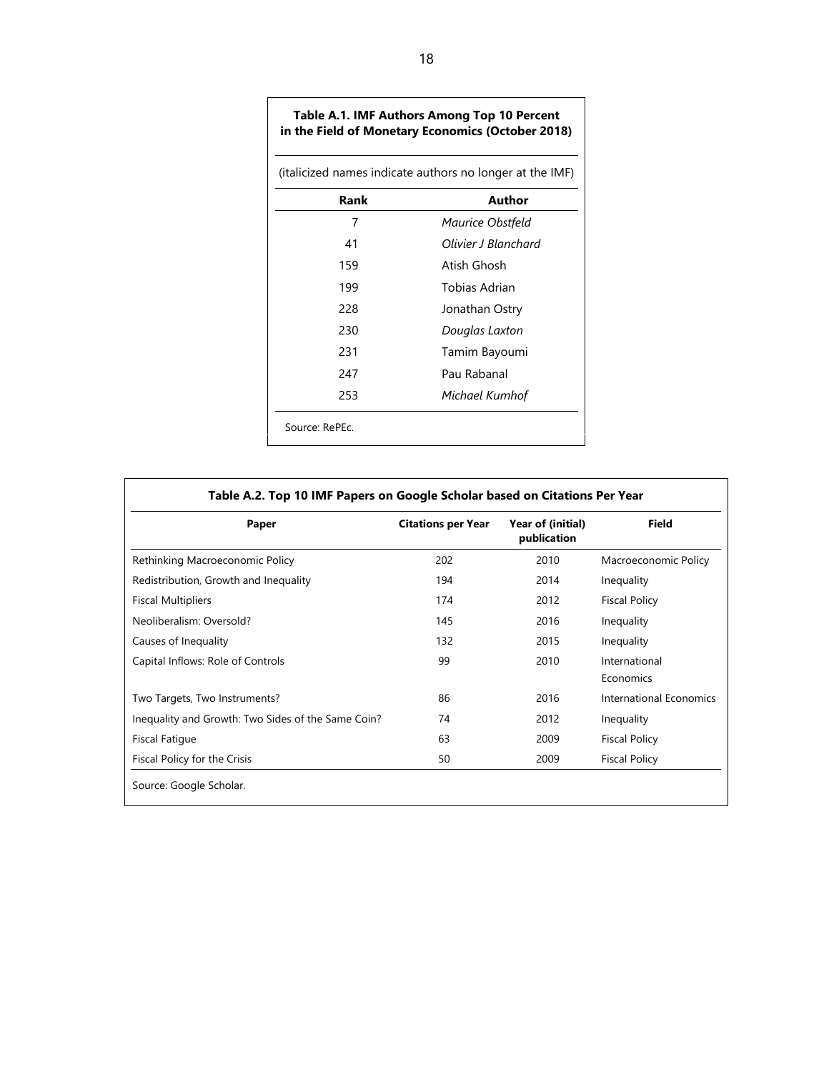**Table A.1. IMF Authors Among Top 10 Percent in the Field of Monetary Economics (October 2018)**

(italicized names indicate authors no longer at the IMF)

| Rank | Author |
|---|---|
| 7 | *Maurice Obstfeld* |
| 41 | *Olivier J Blanchard* |
| 159 | Atish Ghosh |
| 199 | Tobias Adrian |
| 228 | Jonathan Ostry |
| 230 | *Douglas Laxton* |
| 231 | Tamim Bayoumi |
| 247 | Pau Rabanal |
| 253 | *Michael Kumhof* |

Source: RePEc.

**Table A.2. Top 10 IMF Papers on Google Scholar based on Citations Per Year**

| Paper | Citations per Year | Year of (initial) publication | Field |
|---|---|---|---|
| Rethinking Macroeconomic Policy | 202 | 2010 | Macroeconomic Policy |
| Redistribution, Growth and Inequality | 194 | 2014 | Inequality |
| Fiscal Multipliers | 174 | 2012 | Fiscal Policy |
| Neoliberalism: Oversold? | 145 | 2016 | Inequality |
| Causes of Inequality | 132 | 2015 | Inequality |
| Capital Inflows: Role of Controls | 99 | 2010 | International Economics |
| Two Targets, Two Instruments? | 86 | 2016 | International Economics |
| Inequality and Growth: Two Sides of the Same Coin? | 74 | 2012 | Inequality |
| Fiscal Fatigue | 63 | 2009 | Fiscal Policy |
| Fiscal Policy for the Crisis | 50 | 2009 | Fiscal Policy |

Source: Google Scholar.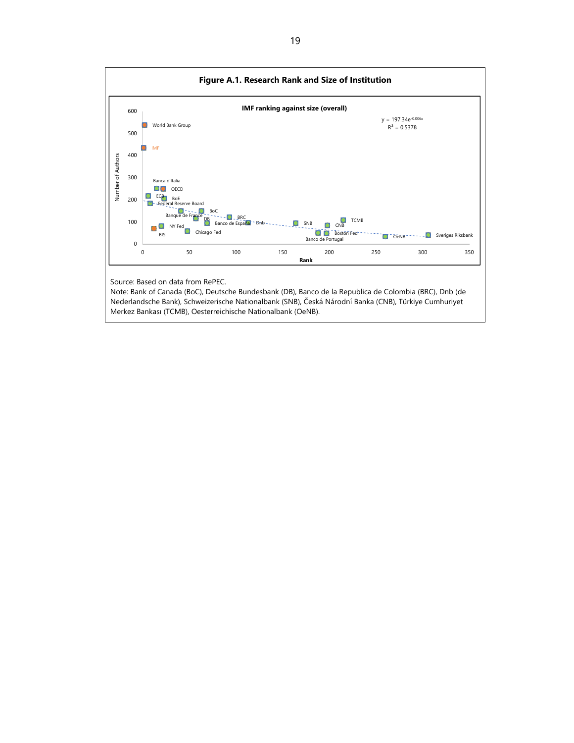**Figure A.1. Research Rank and Size of Institution**

Source: Based on data from RePEC.

Note: Bank of Canada (BoC), Deutsche Bundesbank (DB), Banco de la Republica de Colombia (BRC), Dnb (de Nederlandsche Bank), Schweizerische Nationalbank (SNB), Česká Národní Banka (CNB), Türkiye Cumhuriyet Merkez Bankası (TCMB), Oesterreichische Nationalbank (OeNB).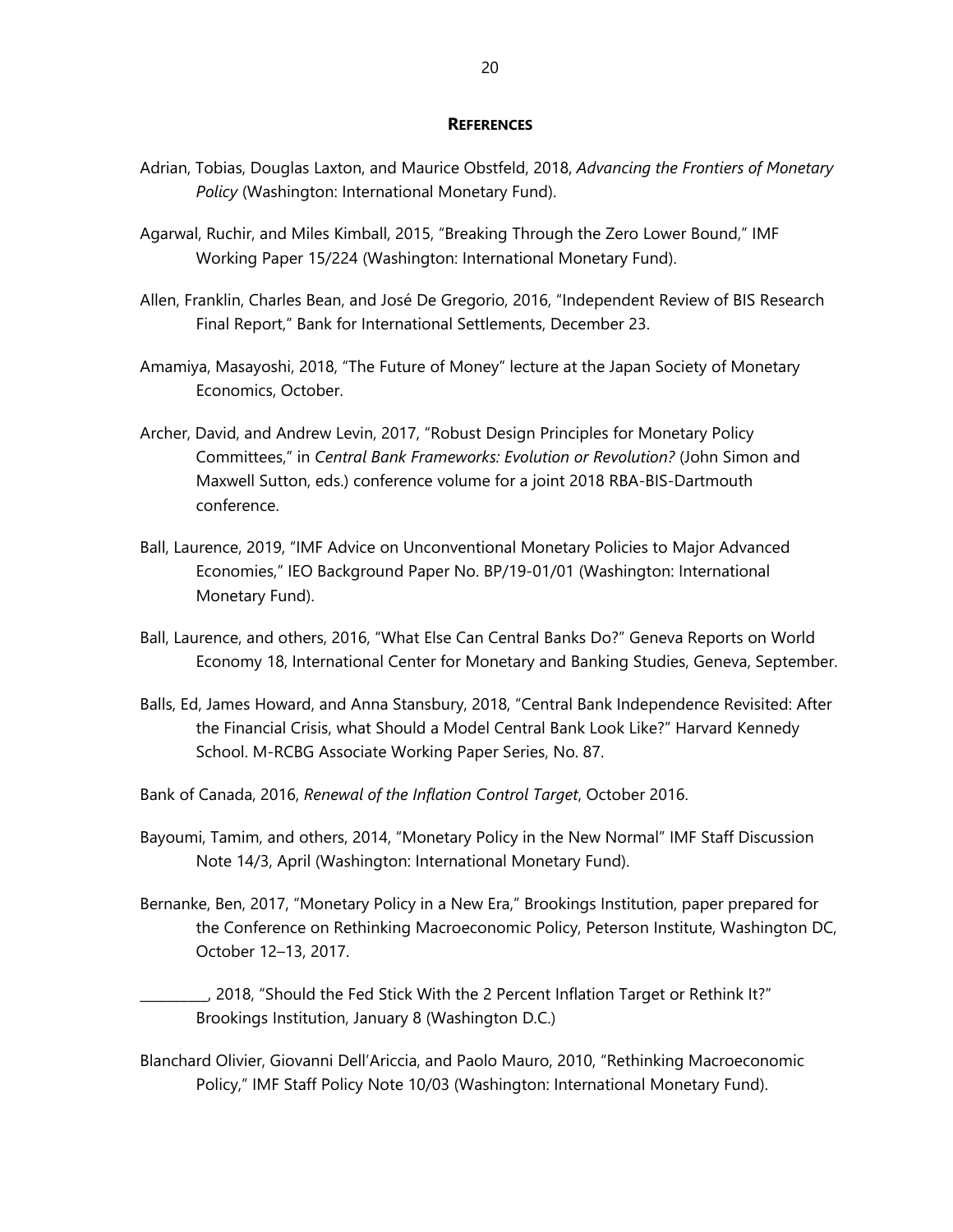## **REFERENCES**

Adrian, Tobias, Douglas Laxton, and Maurice Obstfeld, 2018, *Advancing the Frontiers of Monetary Policy* (Washington: International Monetary Fund).

Agarwal, Ruchir, and Miles Kimball, 2015, "Breaking Through the Zero Lower Bound," IMF Working Paper 15/224 (Washington: International Monetary Fund).

Allen, Franklin, Charles Bean, and José De Gregorio, 2016, "Independent Review of BIS Research Final Report," Bank for International Settlements, December 23.

Amamiya, Masayoshi, 2018, "The Future of Money" lecture at the Japan Society of Monetary Economics, October.

Archer, David, and Andrew Levin, 2017, "Robust Design Principles for Monetary Policy Committees," in *Central Bank Frameworks: Evolution or Revolution?* (John Simon and Maxwell Sutton, eds.) conference volume for a joint 2018 RBA-BIS-Dartmouth conference.

Ball, Laurence, 2019, "IMF Advice on Unconventional Monetary Policies to Major Advanced Economies," IEO Background Paper No. BP/19-01/01 (Washington: International Monetary Fund).

Ball, Laurence, and others, 2016, "What Else Can Central Banks Do?" Geneva Reports on World Economy 18, International Center for Monetary and Banking Studies, Geneva, September.

Balls, Ed, James Howard, and Anna Stansbury, 2018, "Central Bank Independence Revisited: After the Financial Crisis, what Should a Model Central Bank Look Like?" Harvard Kennedy School. M-RCBG Associate Working Paper Series, No. 87.

Bank of Canada, 2016, *Renewal of the Inflation Control Target*, October 2016.

Bayoumi, Tamim, and others, 2014, "Monetary Policy in the New Normal" IMF Staff Discussion Note 14/3, April (Washington: International Monetary Fund).

Bernanke, Ben, 2017, "Monetary Policy in a New Era," Brookings Institution, paper prepared for the Conference on Rethinking Macroeconomic Policy, Peterson Institute, Washington DC, October 12–13, 2017.

__________, 2018, "Should the Fed Stick With the 2 Percent Inflation Target or Rethink It?" Brookings Institution, January 8 (Washington D.C.)

Blanchard Olivier, Giovanni Dell'Ariccia, and Paolo Mauro, 2010, "Rethinking Macroeconomic Policy," IMF Staff Policy Note 10/03 (Washington: International Monetary Fund).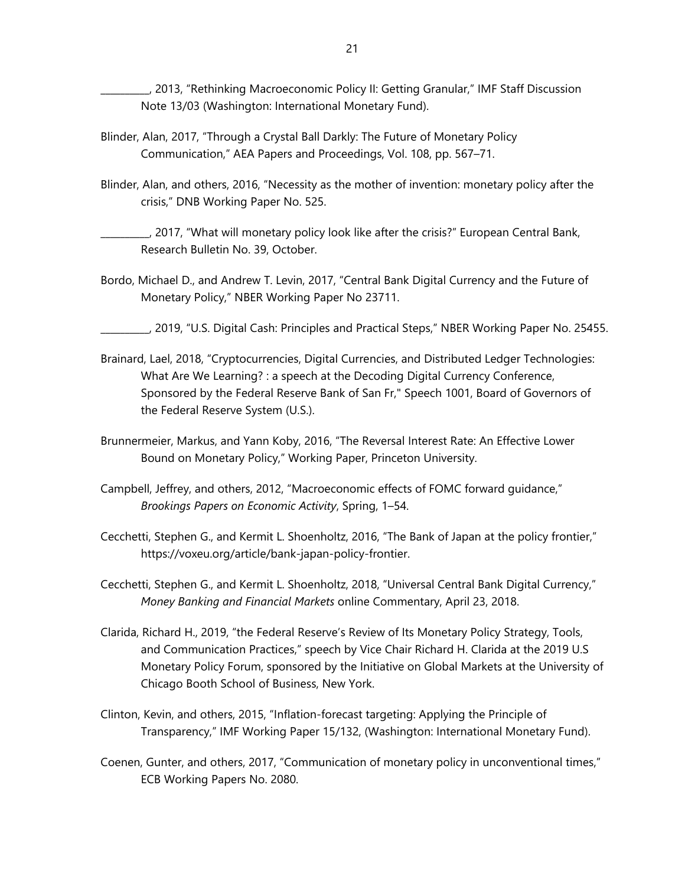__________, 2013, “Rethinking Macroeconomic Policy II: Getting Granular,” IMF Staff Discussion Note 13/03 (Washington: International Monetary Fund).

Blinder, Alan, 2017, “Through a Crystal Ball Darkly: The Future of Monetary Policy Communication,” AEA Papers and Proceedings, Vol. 108, pp. 567–71.

Blinder, Alan, and others, 2016, “Necessity as the mother of invention: monetary policy after the crisis,” DNB Working Paper No. 525.

__________, 2017, “What will monetary policy look like after the crisis?” European Central Bank, Research Bulletin No. 39, October.

Bordo, Michael D., and Andrew T. Levin, 2017, “Central Bank Digital Currency and the Future of Monetary Policy,” NBER Working Paper No 23711.

__________, 2019, “U.S. Digital Cash: Principles and Practical Steps,” NBER Working Paper No. 25455.

Brainard, Lael, 2018, “Cryptocurrencies, Digital Currencies, and Distributed Ledger Technologies: What Are We Learning? : a speech at the Decoding Digital Currency Conference, Sponsored by the Federal Reserve Bank of San Fr," Speech 1001, Board of Governors of the Federal Reserve System (U.S.).

Brunnermeier, Markus, and Yann Koby, 2016, “The Reversal Interest Rate: An Effective Lower Bound on Monetary Policy,” Working Paper, Princeton University.

Campbell, Jeffrey, and others, 2012, “Macroeconomic effects of FOMC forward guidance,” *Brookings Papers on Economic Activity*, Spring, 1–54.

Cecchetti, Stephen G., and Kermit L. Shoenholtz, 2016, “The Bank of Japan at the policy frontier,” https://voxeu.org/article/bank-japan-policy-frontier.

Cecchetti, Stephen G., and Kermit L. Shoenholtz, 2018, “Universal Central Bank Digital Currency,” *Money Banking and Financial Markets* online Commentary, April 23, 2018.

Clarida, Richard H., 2019, “the Federal Reserve’s Review of Its Monetary Policy Strategy, Tools, and Communication Practices,” speech by Vice Chair Richard H. Clarida at the 2019 U.S Monetary Policy Forum, sponsored by the Initiative on Global Markets at the University of Chicago Booth School of Business, New York.

Clinton, Kevin, and others, 2015, “Inflation-forecast targeting: Applying the Principle of Transparency,” IMF Working Paper 15/132, (Washington: International Monetary Fund).

Coenen, Gunter, and others, 2017, “Communication of monetary policy in unconventional times,” ECB Working Papers No. 2080.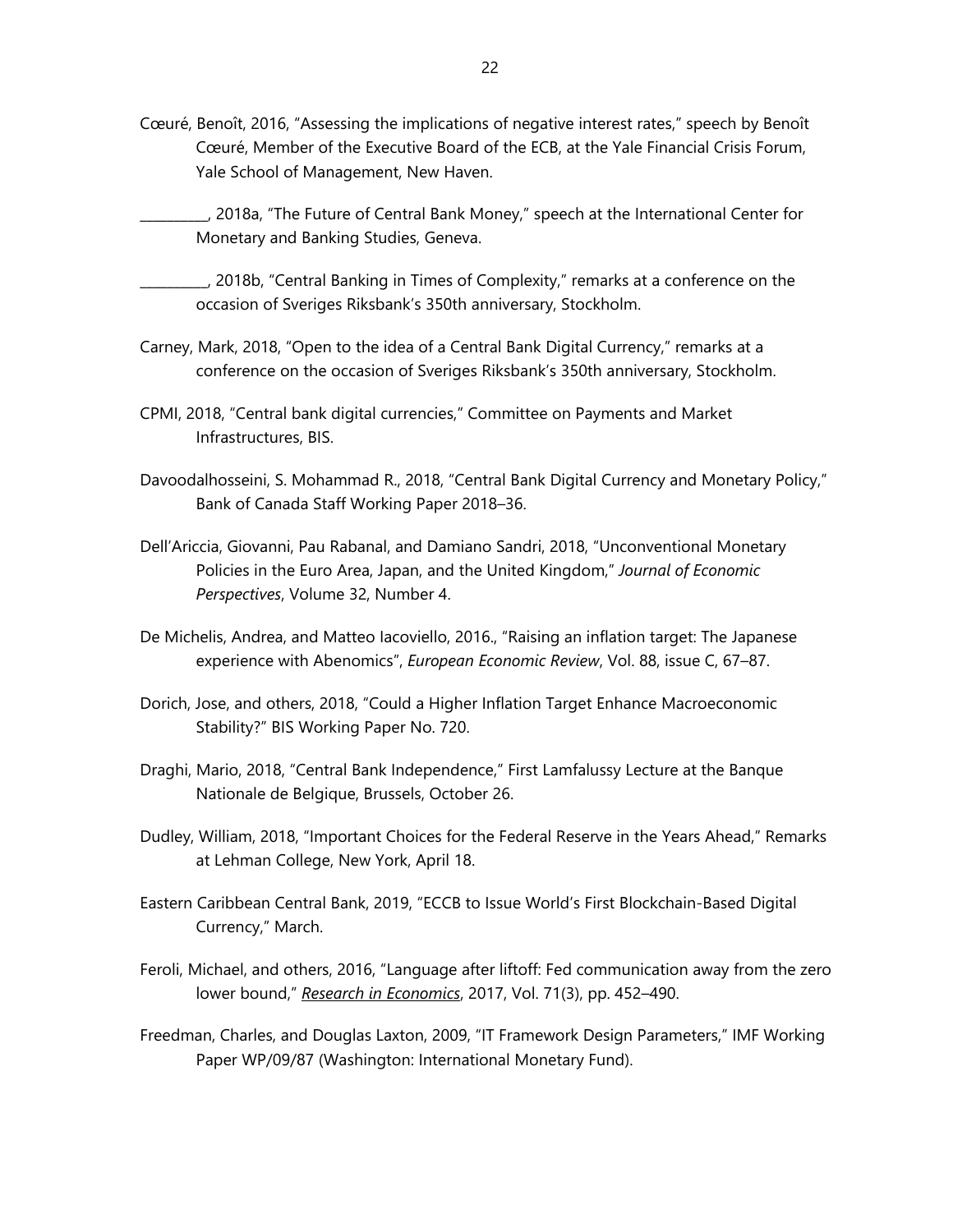Cœuré, Benoît, 2016, "Assessing the implications of negative interest rates," speech by Benoît Cœuré, Member of the Executive Board of the ECB, at the Yale Financial Crisis Forum, Yale School of Management, New Haven.

__________, 2018a, "The Future of Central Bank Money," speech at the International Center for Monetary and Banking Studies, Geneva.

__________, 2018b, "Central Banking in Times of Complexity," remarks at a conference on the occasion of Sveriges Riksbank's 350th anniversary, Stockholm.

Carney, Mark, 2018, "Open to the idea of a Central Bank Digital Currency," remarks at a conference on the occasion of Sveriges Riksbank's 350th anniversary, Stockholm.

CPMI, 2018, "Central bank digital currencies," Committee on Payments and Market Infrastructures, BIS.

Davoodalhosseini, S. Mohammad R., 2018, "Central Bank Digital Currency and Monetary Policy," Bank of Canada Staff Working Paper 2018–36.

Dell'Ariccia, Giovanni, Pau Rabanal, and Damiano Sandri, 2018, "Unconventional Monetary Policies in the Euro Area, Japan, and the United Kingdom," *Journal of Economic Perspectives*, Volume 32, Number 4.

De Michelis, Andrea, and Matteo Iacoviello, 2016., "Raising an inflation target: The Japanese experience with Abenomics", *European Economic Review*, Vol. 88, issue C, 67–87.

Dorich, Jose, and others, 2018, "Could a Higher Inflation Target Enhance Macroeconomic Stability?" BIS Working Paper No. 720.

Draghi, Mario, 2018, "Central Bank Independence," First Lamfalussy Lecture at the Banque Nationale de Belgique, Brussels, October 26.

Dudley, William, 2018, "Important Choices for the Federal Reserve in the Years Ahead," Remarks at Lehman College, New York, April 18.

Eastern Caribbean Central Bank, 2019, "ECCB to Issue World's First Blockchain-Based Digital Currency," March.

Feroli, Michael, and others, 2016, "Language after liftoff: Fed communication away from the zero lower bound," *Research in Economics*, 2017, Vol. 71(3), pp. 452–490.

Freedman, Charles, and Douglas Laxton, 2009, "IT Framework Design Parameters," IMF Working Paper WP/09/87 (Washington: International Monetary Fund).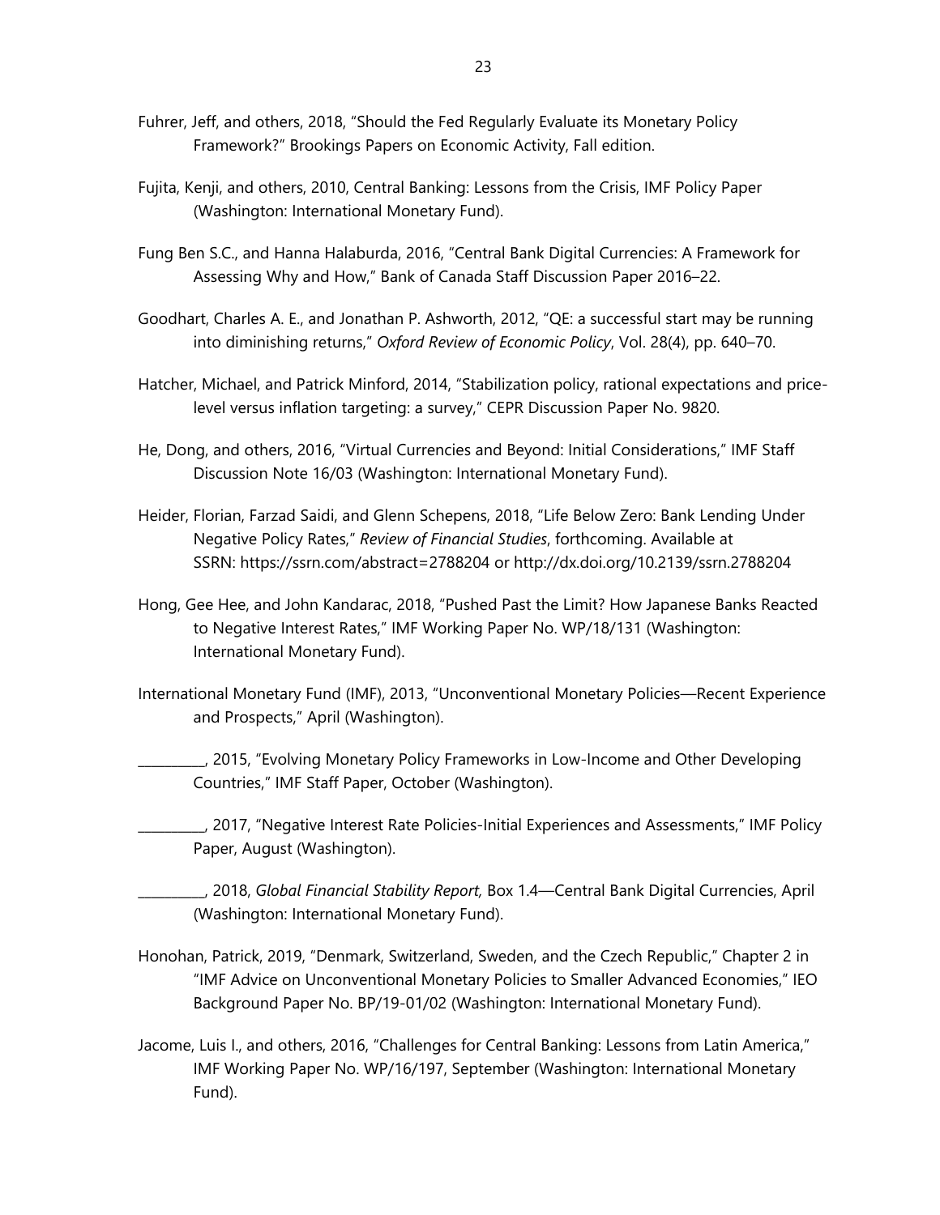Fuhrer, Jeff, and others, 2018, "Should the Fed Regularly Evaluate its Monetary Policy Framework?" Brookings Papers on Economic Activity, Fall edition.

Fujita, Kenji, and others, 2010, Central Banking: Lessons from the Crisis, IMF Policy Paper (Washington: International Monetary Fund).

Fung Ben S.C., and Hanna Halaburda, 2016, "Central Bank Digital Currencies: A Framework for Assessing Why and How," Bank of Canada Staff Discussion Paper 2016–22.

Goodhart, Charles A. E., and Jonathan P. Ashworth, 2012, "QE: a successful start may be running into diminishing returns," *Oxford Review of Economic Policy*, Vol. 28(4), pp. 640–70.

Hatcher, Michael, and Patrick Minford, 2014, "Stabilization policy, rational expectations and price-level versus inflation targeting: a survey," CEPR Discussion Paper No. 9820.

He, Dong, and others, 2016, "Virtual Currencies and Beyond: Initial Considerations," IMF Staff Discussion Note 16/03 (Washington: International Monetary Fund).

Heider, Florian, Farzad Saidi, and Glenn Schepens, 2018, "Life Below Zero: Bank Lending Under Negative Policy Rates," *Review of Financial Studies*, forthcoming. Available at SSRN: https://ssrn.com/abstract=2788204 or http://dx.doi.org/10.2139/ssrn.2788204

Hong, Gee Hee, and John Kandarac, 2018, "Pushed Past the Limit? How Japanese Banks Reacted to Negative Interest Rates," IMF Working Paper No. WP/18/131 (Washington: International Monetary Fund).

International Monetary Fund (IMF), 2013, "Unconventional Monetary Policies—Recent Experience and Prospects," April (Washington).

\_\_\_\_\_\_\_\_\_\_, 2015, "Evolving Monetary Policy Frameworks in Low-Income and Other Developing Countries," IMF Staff Paper, October (Washington).

\_\_\_\_\_\_\_\_\_\_, 2017, "Negative Interest Rate Policies-Initial Experiences and Assessments," IMF Policy Paper, August (Washington).

\_\_\_\_\_\_\_\_\_\_, 2018, *Global Financial Stability Report,* Box 1.4—Central Bank Digital Currencies, April (Washington: International Monetary Fund).

Honohan, Patrick, 2019, "Denmark, Switzerland, Sweden, and the Czech Republic," Chapter 2 in "IMF Advice on Unconventional Monetary Policies to Smaller Advanced Economies," IEO Background Paper No. BP/19-01/02 (Washington: International Monetary Fund).

Jacome, Luis I., and others, 2016, "Challenges for Central Banking: Lessons from Latin America," IMF Working Paper No. WP/16/197, September (Washington: International Monetary Fund).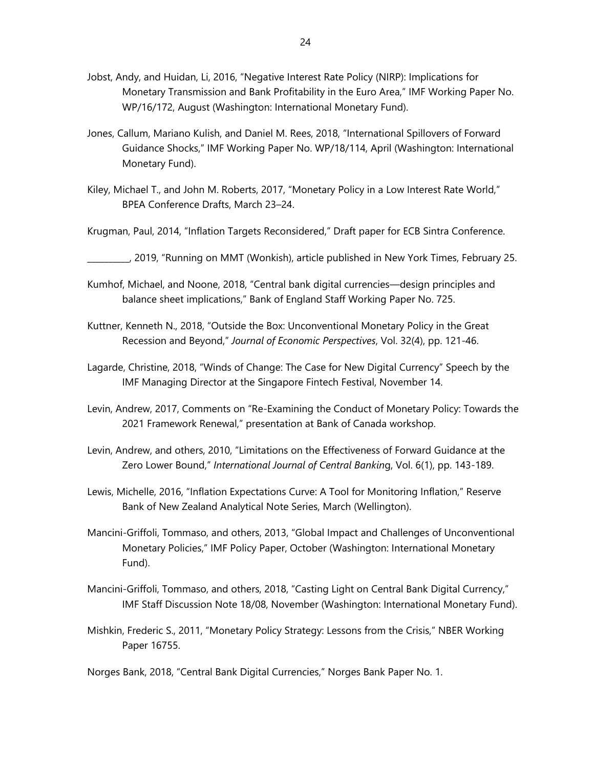Jobst, Andy, and Huidan, Li, 2016, "Negative Interest Rate Policy (NIRP): Implications for Monetary Transmission and Bank Profitability in the Euro Area," IMF Working Paper No. WP/16/172, August (Washington: International Monetary Fund).

Jones, Callum, Mariano Kulish, and Daniel M. Rees, 2018, "International Spillovers of Forward Guidance Shocks," IMF Working Paper No. WP/18/114, April (Washington: International Monetary Fund).

Kiley, Michael T., and John M. Roberts, 2017, "Monetary Policy in a Low Interest Rate World," BPEA Conference Drafts, March 23–24.

Krugman, Paul, 2014, "Inflation Targets Reconsidered," Draft paper for ECB Sintra Conference.

__________, 2019, "Running on MMT (Wonkish), article published in New York Times, February 25.

Kumhof, Michael, and Noone, 2018, "Central bank digital currencies—design principles and balance sheet implications," Bank of England Staff Working Paper No. 725.

Kuttner, Kenneth N., 2018, "Outside the Box: Unconventional Monetary Policy in the Great Recession and Beyond," *Journal of Economic Perspectives*, Vol. 32(4), pp. 121-46.

Lagarde, Christine, 2018, "Winds of Change: The Case for New Digital Currency" Speech by the IMF Managing Director at the Singapore Fintech Festival, November 14.

Levin, Andrew, 2017, Comments on "Re-Examining the Conduct of Monetary Policy: Towards the 2021 Framework Renewal," presentation at Bank of Canada workshop.

Levin, Andrew, and others, 2010, "Limitations on the Effectiveness of Forward Guidance at the Zero Lower Bound," *International Journal of Central Banking*, Vol. 6(1), pp. 143-189.

Lewis, Michelle, 2016, "Inflation Expectations Curve: A Tool for Monitoring Inflation," Reserve Bank of New Zealand Analytical Note Series, March (Wellington).

Mancini-Griffoli, Tommaso, and others, 2013, "Global Impact and Challenges of Unconventional Monetary Policies," IMF Policy Paper, October (Washington: International Monetary Fund).

Mancini-Griffoli, Tommaso, and others, 2018, "Casting Light on Central Bank Digital Currency," IMF Staff Discussion Note 18/08, November (Washington: International Monetary Fund).

Mishkin, Frederic S., 2011, "Monetary Policy Strategy: Lessons from the Crisis," NBER Working Paper 16755.

Norges Bank, 2018, "Central Bank Digital Currencies," Norges Bank Paper No. 1.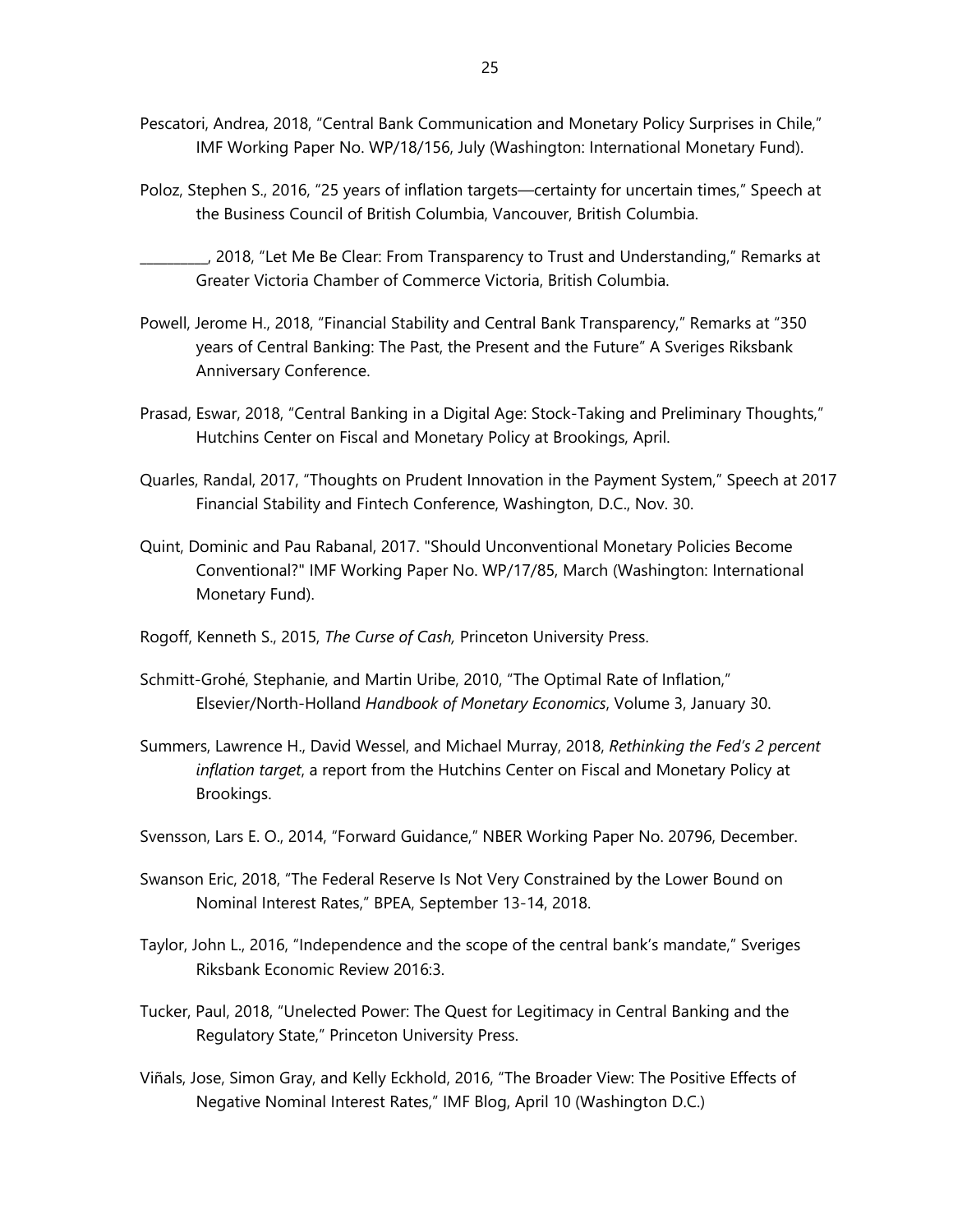Pescatori, Andrea, 2018, "Central Bank Communication and Monetary Policy Surprises in Chile," IMF Working Paper No. WP/18/156, July (Washington: International Monetary Fund).

Poloz, Stephen S., 2016, "25 years of inflation targets—certainty for uncertain times," Speech at the Business Council of British Columbia, Vancouver, British Columbia.

__________, 2018, "Let Me Be Clear: From Transparency to Trust and Understanding," Remarks at Greater Victoria Chamber of Commerce Victoria, British Columbia.

Powell, Jerome H., 2018, "Financial Stability and Central Bank Transparency," Remarks at "350 years of Central Banking: The Past, the Present and the Future" A Sveriges Riksbank Anniversary Conference.

Prasad, Eswar, 2018, "Central Banking in a Digital Age: Stock-Taking and Preliminary Thoughts," Hutchins Center on Fiscal and Monetary Policy at Brookings, April.

Quarles, Randal, 2017, "Thoughts on Prudent Innovation in the Payment System," Speech at 2017 Financial Stability and Fintech Conference, Washington, D.C., Nov. 30.

Quint, Dominic and Pau Rabanal, 2017. "Should Unconventional Monetary Policies Become Conventional?" IMF Working Paper No. WP/17/85, March (Washington: International Monetary Fund).

Rogoff, Kenneth S., 2015, *The Curse of Cash,* Princeton University Press.

Schmitt-Grohé, Stephanie, and Martin Uribe, 2010, "The Optimal Rate of Inflation," Elsevier/North-Holland *Handbook of Monetary Economics*, Volume 3, January 30.

Summers, Lawrence H., David Wessel, and Michael Murray, 2018, *Rethinking the Fed's 2 percent inflation target*, a report from the Hutchins Center on Fiscal and Monetary Policy at Brookings.

Svensson, Lars E. O., 2014, "Forward Guidance," NBER Working Paper No. 20796, December.

Swanson Eric, 2018, "The Federal Reserve Is Not Very Constrained by the Lower Bound on Nominal Interest Rates," BPEA, September 13-14, 2018.

Taylor, John L., 2016, "Independence and the scope of the central bank's mandate," Sveriges Riksbank Economic Review 2016:3.

Tucker, Paul, 2018, "Unelected Power: The Quest for Legitimacy in Central Banking and the Regulatory State," Princeton University Press.

Viñals, Jose, Simon Gray, and Kelly Eckhold, 2016, "The Broader View: The Positive Effects of Negative Nominal Interest Rates," IMF Blog, April 10 (Washington D.C.)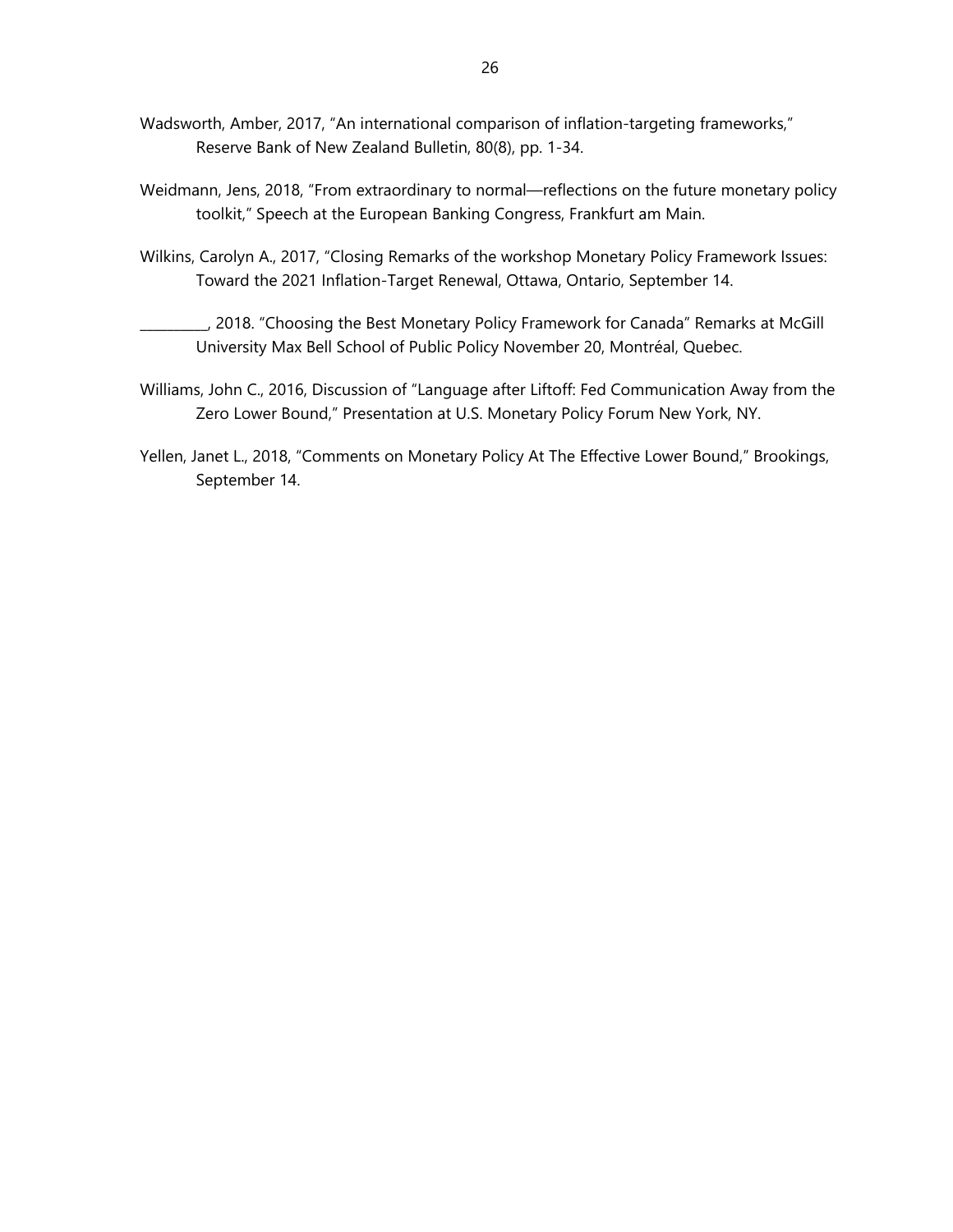Wadsworth, Amber, 2017, "An international comparison of inflation-targeting frameworks," Reserve Bank of New Zealand Bulletin, 80(8), pp. 1-34.

Weidmann, Jens, 2018, "From extraordinary to normal—reflections on the future monetary policy toolkit," Speech at the European Banking Congress, Frankfurt am Main.

Wilkins, Carolyn A., 2017, "Closing Remarks of the workshop Monetary Policy Framework Issues: Toward the 2021 Inflation-Target Renewal, Ottawa, Ontario, September 14.

__________, 2018. "Choosing the Best Monetary Policy Framework for Canada" Remarks at McGill University Max Bell School of Public Policy November 20, Montréal, Quebec.

Williams, John C., 2016, Discussion of "Language after Liftoff: Fed Communication Away from the Zero Lower Bound," Presentation at U.S. Monetary Policy Forum New York, NY.

Yellen, Janet L., 2018, "Comments on Monetary Policy At The Effective Lower Bound," Brookings, September 14.